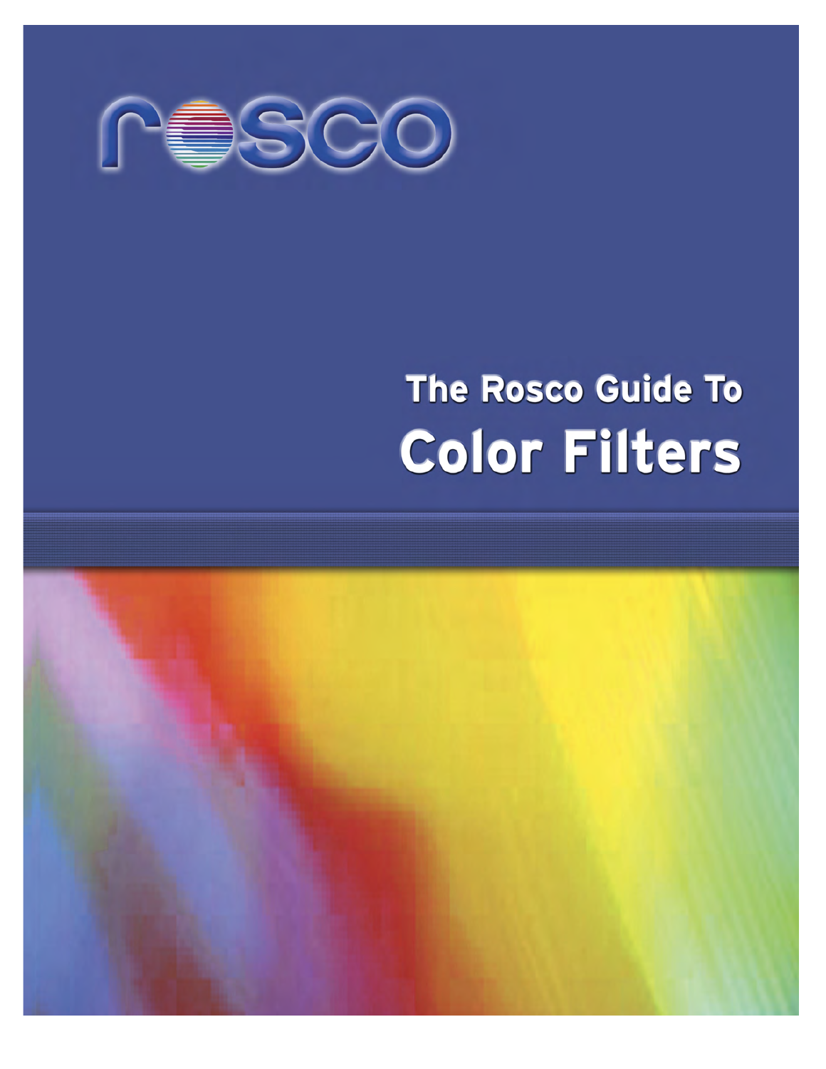rosco

# The Rosco Guide To
# Color Filters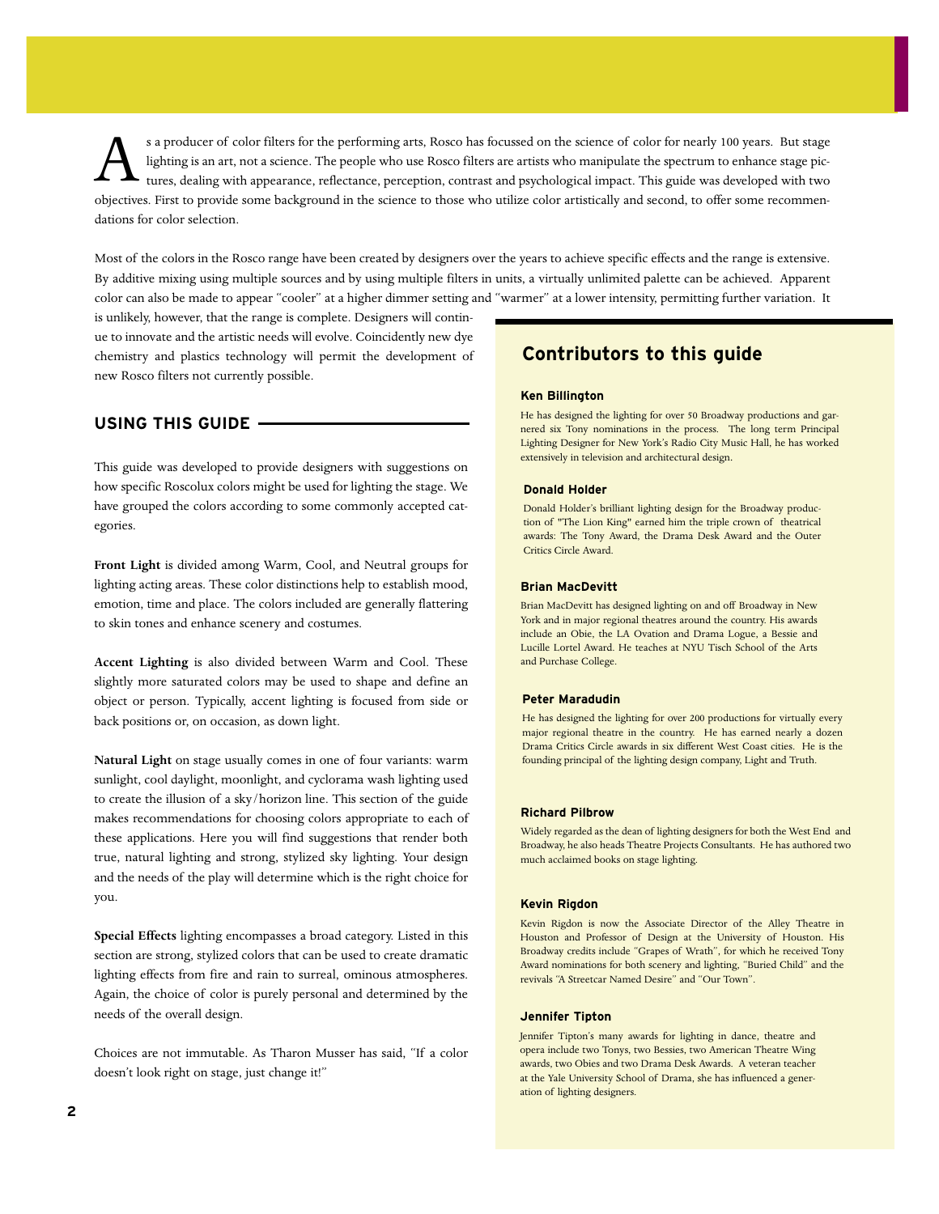As a producer of color filters for the performing arts, Rosco has focussed on the science of color for nearly 100 years. But stage lighting is an art, not a science. The people who use Rosco filters are artists who manipulate the spectrum to enhance stage pictures, dealing with appearance, reflectance, perception, contrast and psychological impact. This guide was developed with two objectives. First to provide some background in the science to those who utilize color artistically and second, to offer some recommendations for color selection.

Most of the colors in the Rosco range have been created by designers over the years to achieve specific effects and the range is extensive. By additive mixing using multiple sources and by using multiple filters in units, a virtually unlimited palette can be achieved. Apparent color can also be made to appear "cooler" at a higher dimmer setting and "warmer" at a lower intensity, permitting further variation. It is unlikely, however, that the range is complete. Designers will continue to innovate and the artistic needs will evolve. Coincidently new dye chemistry and plastics technology will permit the development of new Rosco filters not currently possible.

## USING THIS GUIDE

This guide was developed to provide designers with suggestions on how specific Roscolux colors might be used for lighting the stage. We have grouped the colors according to some commonly accepted categories.

**Front Light** is divided among Warm, Cool, and Neutral groups for lighting acting areas. These color distinctions help to establish mood, emotion, time and place. The colors included are generally flattering to skin tones and enhance scenery and costumes.

**Accent Lighting** is also divided between Warm and Cool. These slightly more saturated colors may be used to shape and define an object or person. Typically, accent lighting is focused from side or back positions or, on occasion, as down light.

**Natural Light** on stage usually comes in one of four variants: warm sunlight, cool daylight, moonlight, and cyclorama wash lighting used to create the illusion of a sky/horizon line. This section of the guide makes recommendations for choosing colors appropriate to each of these applications. Here you will find suggestions that render both true, natural lighting and strong, stylized sky lighting. Your design and the needs of the play will determine which is the right choice for you.

**Special Effects** lighting encompasses a broad category. Listed in this section are strong, stylized colors that can be used to create dramatic lighting effects from fire and rain to surreal, ominous atmospheres. Again, the choice of color is purely personal and determined by the needs of the overall design.

Choices are not immutable. As Tharon Musser has said, "If a color doesn't look right on stage, just change it!"

## Contributors to this guide

### Ken Billington

He has designed the lighting for over 50 Broadway productions and garnered six Tony nominations in the process. The long term Principal Lighting Designer for New York's Radio City Music Hall, he has worked extensively in television and architectural design.

### Donald Holder

Donald Holder's brilliant lighting design for the Broadway production of "The Lion King" earned him the triple crown of theatrical awards: The Tony Award, the Drama Desk Award and the Outer Critics Circle Award.

### Brian MacDevitt

Brian MacDevitt has designed lighting on and off Broadway in New York and in major regional theatres around the country. His awards include an Obie, the LA Ovation and Drama Logue, a Bessie and Lucille Lortel Award. He teaches at NYU Tisch School of the Arts and Purchase College.

### Peter Maradudin

He has designed the lighting for over 200 productions for virtually every major regional theatre in the country. He has earned nearly a dozen Drama Critics Circle awards in six different West Coast cities. He is the founding principal of the lighting design company, Light and Truth.

### Richard Pilbrow

Widely regarded as the dean of lighting designers for both the West End and Broadway, he also heads Theatre Projects Consultants. He has authored two much acclaimed books on stage lighting.

### Kevin Rigdon

Kevin Rigdon is now the Associate Director of the Alley Theatre in Houston and Professor of Design at the University of Houston. His Broadway credits include "Grapes of Wrath", for which he received Tony Award nominations for both scenery and lighting, "Buried Child" and the revivals "A Streetcar Named Desire" and "Our Town".

### Jennifer Tipton

Jennifer Tipton's many awards for lighting in dance, theatre and opera include two Tonys, two Bessies, two American Theatre Wing awards, two Obies and two Drama Desk Awards. A veteran teacher at the Yale University School of Drama, she has influenced a generation of lighting designers.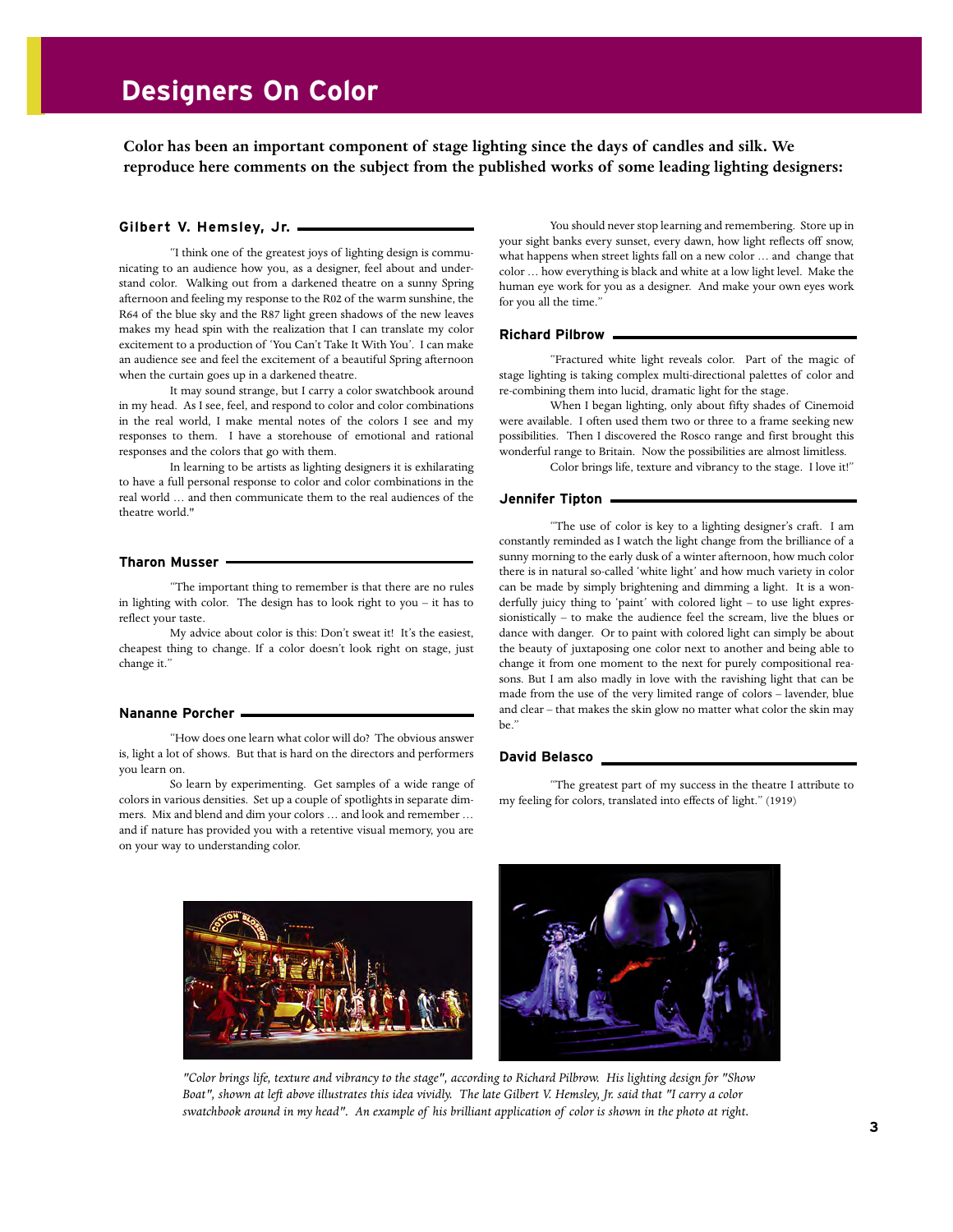# Designers On Color

**Color has been an important component of stage lighting since the days of candles and silk. We reproduce here comments on the subject from the published works of some leading lighting designers:**

### Gilbert V. Hemsley, Jr.

"I think one of the greatest joys of lighting design is communicating to an audience how you, as a designer, feel about and understand color. Walking out from a darkened theatre on a sunny Spring afternoon and feeling my response to the R02 of the warm sunshine, the R64 of the blue sky and the R87 light green shadows of the new leaves makes my head spin with the realization that I can translate my color excitement to a production of 'You Can't Take It With You'. I can make an audience see and feel the excitement of a beautiful Spring afternoon when the curtain goes up in a darkened theatre.

It may sound strange, but I carry a color swatchbook around in my head. As I see, feel, and respond to color and color combinations in the real world, I make mental notes of the colors I see and my responses to them. I have a storehouse of emotional and rational responses and the colors that go with them.

In learning to be artists as lighting designers it is exhilarating to have a full personal response to color and color combinations in the real world … and then communicate them to the real audiences of the theatre world."

### Tharon Musser

"The important thing to remember is that there are no rules in lighting with color. The design has to look right to you – it has to reflect your taste.

My advice about color is this: Don't sweat it! It's the easiest, cheapest thing to change. If a color doesn't look right on stage, just change it."

### Nananne Porcher

"How does one learn what color will do? The obvious answer is, light a lot of shows. But that is hard on the directors and performers you learn on.

So learn by experimenting. Get samples of a wide range of colors in various densities. Set up a couple of spotlights in separate dimmers. Mix and blend and dim your colors … and look and remember … and if nature has provided you with a retentive visual memory, you are on your way to understanding color.

You should never stop learning and remembering. Store up in your sight banks every sunset, every dawn, how light reflects off snow, what happens when street lights fall on a new color … and change that color … how everything is black and white at a low light level. Make the human eye work for you as a designer. And make your own eyes work for you all the time."

### Richard Pilbrow

"Fractured white light reveals color. Part of the magic of stage lighting is taking complex multi-directional palettes of color and re-combining them into lucid, dramatic light for the stage.

When I began lighting, only about fifty shades of Cinemoid were available. I often used them two or three to a frame seeking new possibilities. Then I discovered the Rosco range and first brought this wonderful range to Britain. Now the possibilities are almost limitless.

Color brings life, texture and vibrancy to the stage. I love it!"

### Jennifer Tipton

"The use of color is key to a lighting designer's craft. I am constantly reminded as I watch the light change from the brilliance of a sunny morning to the early dusk of a winter afternoon, how much color there is in natural so-called 'white light' and how much variety in color can be made by simply brightening and dimming a light. It is a wonderfully juicy thing to 'paint' with colored light – to use light expressionistically – to make the audience feel the scream, live the blues or dance with danger. Or to paint with colored light can simply be about the beauty of juxtaposing one color next to another and being able to change it from one moment to the next for purely compositional reasons. But I am also madly in love with the ravishing light that can be made from the use of the very limited range of colors – lavender, blue and clear – that makes the skin glow no matter what color the skin may be."

### David Belasco

"The greatest part of my success in the theatre I attribute to my feeling for colors, translated into effects of light." (1919)

*"Color brings life, texture and vibrancy to the stage", according to Richard Pilbrow. His lighting design for "Show Boat", shown at left above illustrates this idea vividly. The late Gilbert V. Hemsley, Jr. said that "I carry a color swatchbook around in my head". An example of his brilliant application of color is shown in the photo at right.*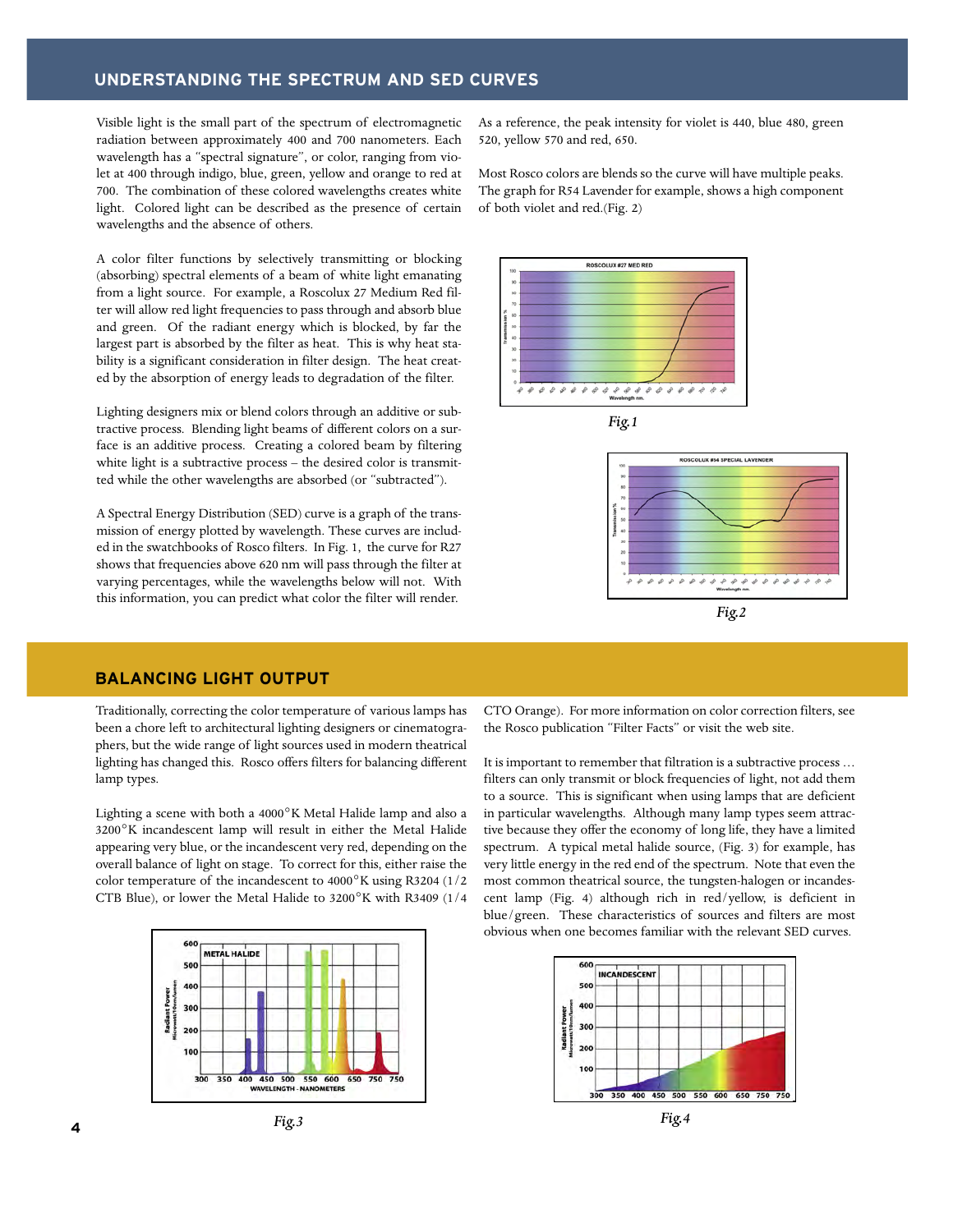## UNDERSTANDING THE SPECTRUM AND SED CURVES

Visible light is the small part of the spectrum of electromagnetic radiation between approximately 400 and 700 nanometers. Each wavelength has a "spectral signature", or color, ranging from violet at 400 through indigo, blue, green, yellow and orange to red at 700. The combination of these colored wavelengths creates white light. Colored light can be described as the presence of certain wavelengths and the absence of others.

A color filter functions by selectively transmitting or blocking (absorbing) spectral elements of a beam of white light emanating from a light source. For example, a Roscolux 27 Medium Red filter will allow red light frequencies to pass through and absorb blue and green. Of the radiant energy which is blocked, by far the largest part is absorbed by the filter as heat. This is why heat stability is a significant consideration in filter design. The heat created by the absorption of energy leads to degradation of the filter.

Lighting designers mix or blend colors through an additive or subtractive process. Blending light beams of different colors on a surface is an additive process. Creating a colored beam by filtering white light is a subtractive process – the desired color is transmitted while the other wavelengths are absorbed (or "subtracted").

A Spectral Energy Distribution (SED) curve is a graph of the transmission of energy plotted by wavelength. These curves are included in the swatchbooks of Rosco filters. In Fig. 1, the curve for R27 shows that frequencies above 620 nm will pass through the filter at varying percentages, while the wavelengths below will not. With this information, you can predict what color the filter will render.

As a reference, the peak intensity for violet is 440, blue 480, green 520, yellow 570 and red, 650.

Most Rosco colors are blends so the curve will have multiple peaks. The graph for R54 Lavender for example, shows a high component of both violet and red.(Fig. 2)

*Fig.1*

*Fig.2*

## BALANCING LIGHT OUTPUT

Traditionally, correcting the color temperature of various lamps has been a chore left to architectural lighting designers or cinematographers, but the wide range of light sources used in modern theatrical lighting has changed this. Rosco offers filters for balancing different lamp types.

Lighting a scene with both a 4000°K Metal Halide lamp and also a 3200°K incandescent lamp will result in either the Metal Halide appearing very blue, or the incandescent very red, depending on the overall balance of light on stage. To correct for this, either raise the color temperature of the incandescent to 4000°K using R3204 (1/2 CTB Blue), or lower the Metal Halide to 3200°K with R3409 (1/4 CTO Orange). For more information on color correction filters, see the Rosco publication "Filter Facts" or visit the web site.

It is important to remember that filtration is a subtractive process … filters can only transmit or block frequencies of light, not add them to a source. This is significant when using lamps that are deficient in particular wavelengths. Although many lamp types seem attractive because they offer the economy of long life, they have a limited spectrum. A typical metal halide source, (Fig. 3) for example, has very little energy in the red end of the spectrum. Note that even the most common theatrical source, the tungsten-halogen or incandescent lamp (Fig. 4) although rich in red/yellow, is deficient in blue/green. These characteristics of sources and filters are most obvious when one becomes familiar with the relevant SED curves.

*Fig.3*

*Fig.4*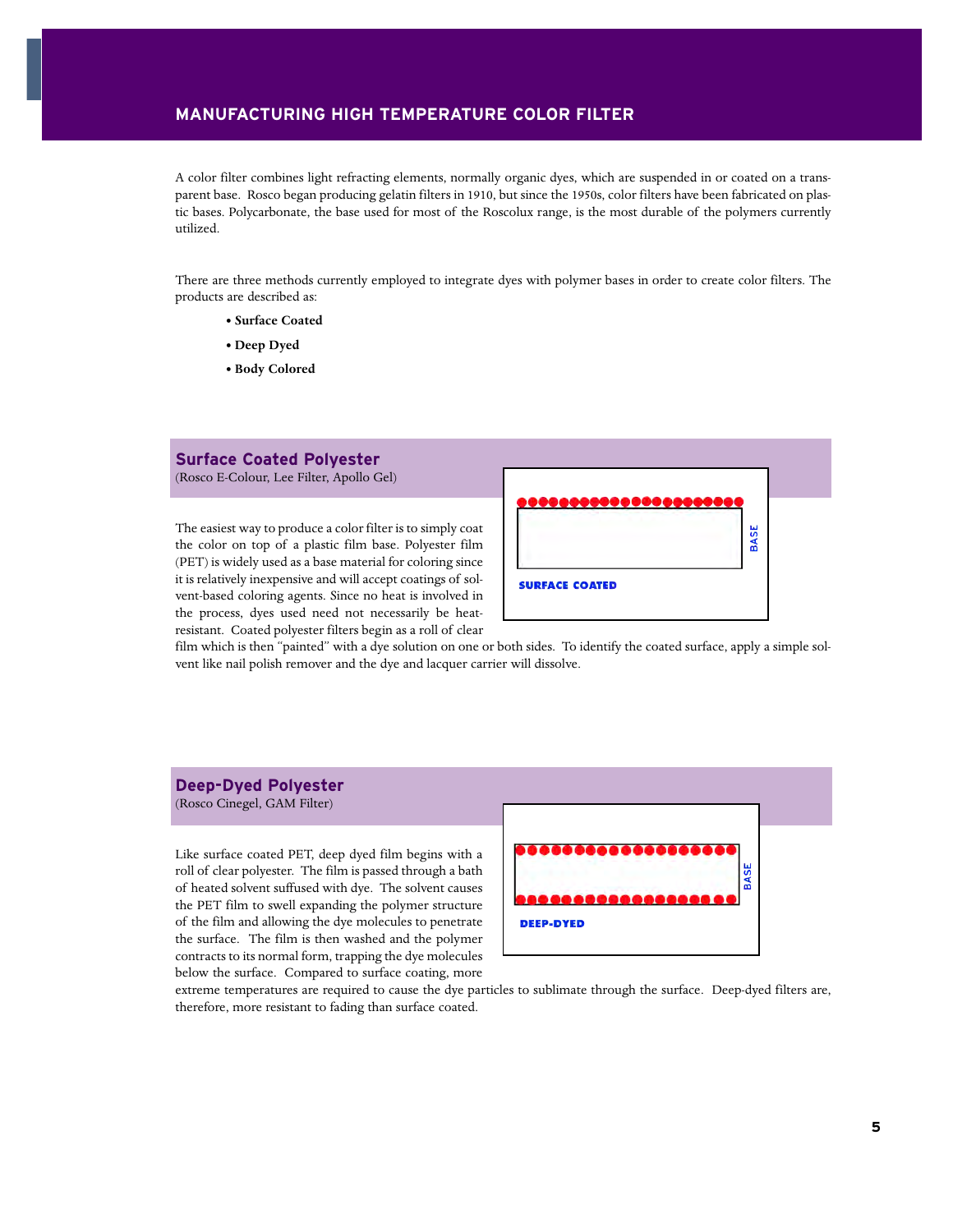## MANUFACTURING HIGH TEMPERATURE COLOR FILTER

A color filter combines light refracting elements, normally organic dyes, which are suspended in or coated on a transparent base. Rosco began producing gelatin filters in 1910, but since the 1950s, color filters have been fabricated on plastic bases. Polycarbonate, the base used for most of the Roscolux range, is the most durable of the polymers currently utilized.

There are three methods currently employed to integrate dyes with polymer bases in order to create color filters. The products are described as:

- **Surface Coated**
- **Deep Dyed**
- **Body Colored**

### Surface Coated Polyester

(Rosco E-Colour, Lee Filter, Apollo Gel)

The easiest way to produce a color filter is to simply coat the color on top of a plastic film base. Polyester film (PET) is widely used as a base material for coloring since it is relatively inexpensive and will accept coatings of solvent-based coloring agents. Since no heat is involved in the process, dyes used need not necessarily be heat-resistant. Coated polyester filters begin as a roll of clear film which is then "painted" with a dye solution on one or both sides. To identify the coated surface, apply a simple solvent like nail polish remover and the dye and lacquer carrier will dissolve.

BASE

SURFACE COATED

### Deep-Dyed Polyester

(Rosco Cinegel, GAM Filter)

Like surface coated PET, deep dyed film begins with a roll of clear polyester. The film is passed through a bath of heated solvent suffused with dye. The solvent causes the PET film to swell expanding the polymer structure of the film and allowing the dye molecules to penetrate the surface. The film is then washed and the polymer contracts to its normal form, trapping the dye molecules below the surface. Compared to surface coating, more extreme temperatures are required to cause the dye particles to sublimate through the surface. Deep-dyed filters are, therefore, more resistant to fading than surface coated.

BASE

DEEP-DYED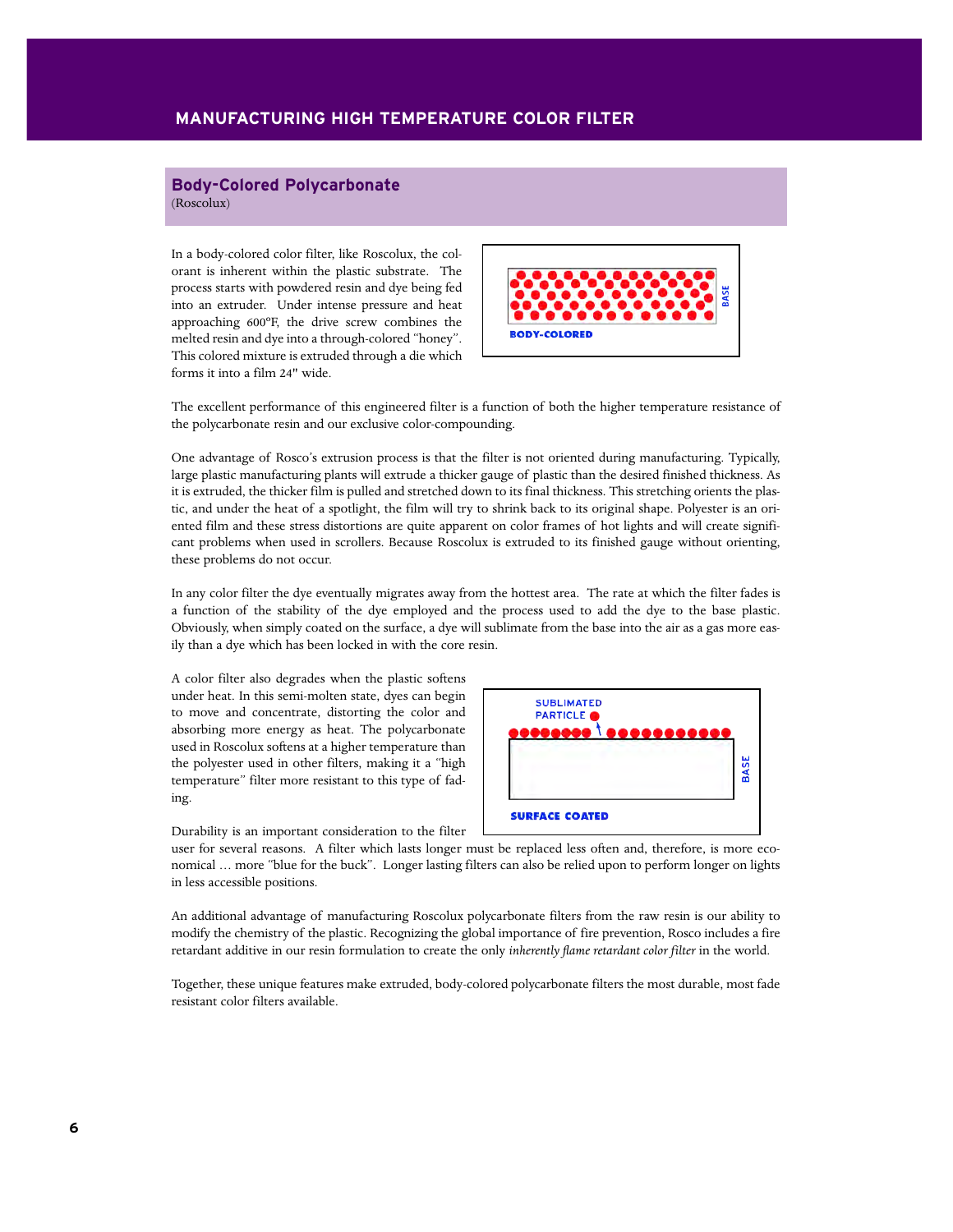# MANUFACTURING HIGH TEMPERATURE COLOR FILTER

## Body-Colored Polycarbonate

(Roscolux)

In a body-colored color filter, like Roscolux, the colorant is inherent within the plastic substrate. The process starts with powdered resin and dye being fed into an extruder. Under intense pressure and heat approaching 600°F, the drive screw combines the melted resin and dye into a through-colored "honey". This colored mixture is extruded through a die which forms it into a film 24" wide.

The excellent performance of this engineered filter is a function of both the higher temperature resistance of the polycarbonate resin and our exclusive color-compounding.

One advantage of Rosco's extrusion process is that the filter is not oriented during manufacturing. Typically, large plastic manufacturing plants will extrude a thicker gauge of plastic than the desired finished thickness. As it is extruded, the thicker film is pulled and stretched down to its final thickness. This stretching orients the plastic, and under the heat of a spotlight, the film will try to shrink back to its original shape. Polyester is an oriented film and these stress distortions are quite apparent on color frames of hot lights and will create significant problems when used in scrollers. Because Roscolux is extruded to its finished gauge without orienting, these problems do not occur.

In any color filter the dye eventually migrates away from the hottest area. The rate at which the filter fades is a function of the stability of the dye employed and the process used to add the dye to the base plastic. Obviously, when simply coated on the surface, a dye will sublimate from the base into the air as a gas more easily than a dye which has been locked in with the core resin.

A color filter also degrades when the plastic softens under heat. In this semi-molten state, dyes can begin to move and concentrate, distorting the color and absorbing more energy as heat. The polycarbonate used in Roscolux softens at a higher temperature than the polyester used in other filters, making it a "high temperature" filter more resistant to this type of fading.

Durability is an important consideration to the filter user for several reasons. A filter which lasts longer must be replaced less often and, therefore, is more economical … more "blue for the buck". Longer lasting filters can also be relied upon to perform longer on lights in less accessible positions.

An additional advantage of manufacturing Roscolux polycarbonate filters from the raw resin is our ability to modify the chemistry of the plastic. Recognizing the global importance of fire prevention, Rosco includes a fire retardant additive in our resin formulation to create the only *inherently flame retardant color filter* in the world.

Together, these unique features make extruded, body-colored polycarbonate filters the most durable, most fade resistant color filters available.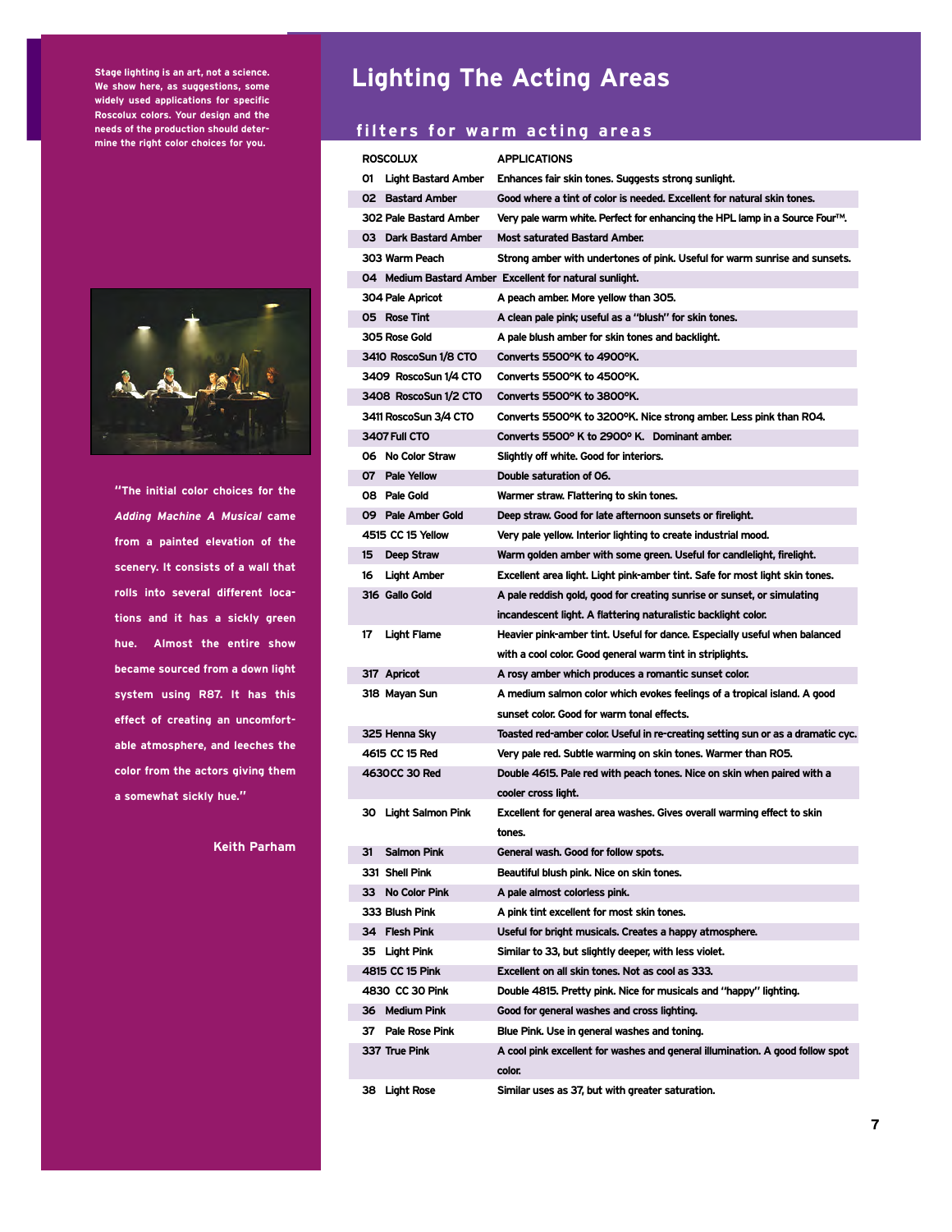Stage lighting is an art, not a science. We show here, as suggestions, some widely used applications for specific Roscolux colors. Your design and the needs of the production should determine the right color choices for you.

"The initial color choices for the *Adding Machine A Musical* came from a painted elevation of the scenery. It consists of a wall that rolls into several different locations and it has a sickly green hue. Almost the entire show became sourced from a down light system using R87. It has this effect of creating an uncomfortable atmosphere, and leeches the color from the actors giving them a somewhat sickly hue."

**Keith Parham**

# Lighting The Acting Areas

## filters for warm acting areas

| ROSCOLUX | APPLICATIONS |
|---|---|
| 01 Light Bastard Amber | Enhances fair skin tones. Suggests strong sunlight. |
| 02 Bastard Amber | Good where a tint of color is needed. Excellent for natural skin tones. |
| 302 Pale Bastard Amber | Very pale warm white. Perfect for enhancing the HPL lamp in a Source Four™. |
| 03 Dark Bastard Amber | Most saturated Bastard Amber. |
| 303 Warm Peach | Strong amber with undertones of pink. Useful for warm sunrise and sunsets. |
| 04 Medium Bastard Amber | Excellent for natural sunlight. |
| 304 Pale Apricot | A peach amber. More yellow than 305. |
| 05 Rose Tint | A clean pale pink; useful as a "blush" for skin tones. |
| 305 Rose Gold | A pale blush amber for skin tones and backlight. |
| 3410 RoscoSun 1/8 CTO | Converts 5500°K to 4900°K. |
| 3409 RoscoSun 1/4 CTO | Converts 5500°K to 4500°K. |
| 3408 RoscoSun 1/2 CTO | Converts 5500°K to 3800°K. |
| 3411 RoscoSun 3/4 CTO | Converts 5500°K to 3200°K. Nice strong amber. Less pink than R04. |
| 3407 Full CTO | Converts 5500° K to 2900° K. Dominant amber. |
| 06 No Color Straw | Slightly off white. Good for interiors. |
| 07 Pale Yellow | Double saturation of 06. |
| 08 Pale Gold | Warmer straw. Flattering to skin tones. |
| 09 Pale Amber Gold | Deep straw. Good for late afternoon sunsets or firelight. |
| 4515 CC 15 Yellow | Very pale yellow. Interior lighting to create industrial mood. |
| 15 Deep Straw | Warm golden amber with some green. Useful for candlelight, firelight. |
| 16 Light Amber | Excellent area light. Light pink-amber tint. Safe for most light skin tones. |
| 316 Gallo Gold | A pale reddish gold, good for creating sunrise or sunset, or simulating incandescent light. A flattering naturalistic backlight color. |
| 17 Light Flame | Heavier pink-amber tint. Useful for dance. Especially useful when balanced with a cool color. Good general warm tint in striplights. |
| 317 Apricot | A rosy amber which produces a romantic sunset color. |
| 318 Mayan Sun | A medium salmon color which evokes feelings of a tropical island. A good sunset color. Good for warm tonal effects. |
| 325 Henna Sky | Toasted red-amber color. Useful in re-creating setting sun or as a dramatic cyc. |
| 4615 CC 15 Red | Very pale red. Subtle warming on skin tones. Warmer than R05. |
| 4630 CC 30 Red | Double 4615. Pale red with peach tones. Nice on skin when paired with a cooler cross light. |
| 30 Light Salmon Pink | Excellent for general area washes. Gives overall warming effect to skin tones. |
| 31 Salmon Pink | General wash. Good for follow spots. |
| 331 Shell Pink | Beautiful blush pink. Nice on skin tones. |
| 33 No Color Pink | A pale almost colorless pink. |
| 333 Blush Pink | A pink tint excellent for most skin tones. |
| 34 Flesh Pink | Useful for bright musicals. Creates a happy atmosphere. |
| 35 Light Pink | Similar to 33, but slightly deeper, with less violet. |
| 4815 CC 15 Pink | Excellent on all skin tones. Not as cool as 333. |
| 4830 CC 30 Pink | Double 4815. Pretty pink. Nice for musicals and "happy" lighting. |
| 36 Medium Pink | Good for general washes and cross lighting. |
| 37 Pale Rose Pink | Blue Pink. Use in general washes and toning. |
| 337 True Pink | A cool pink excellent for washes and general illumination. A good follow spot color. |
| 38 Light Rose | Similar uses as 37, but with greater saturation. |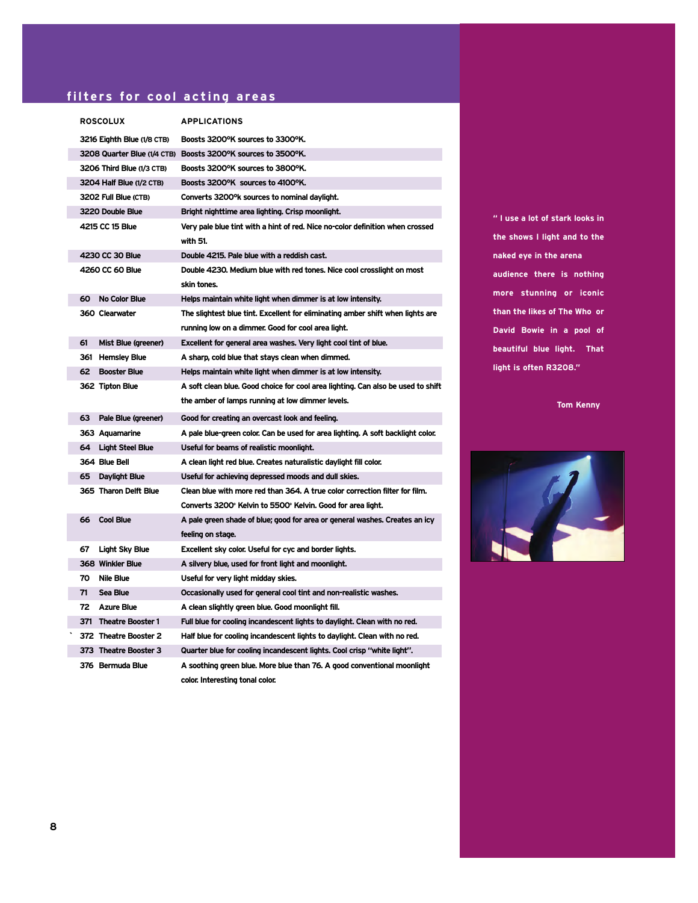## filters for cool acting areas

| ROSCOLUX | APPLICATIONS |
|---|---|
| 3216 Eighth Blue (1/8 CTB) | Boosts 3200°K sources to 3300°K. |
| 3208 Quarter Blue (1/4 CTB) | Boosts 3200°K sources to 3500°K. |
| 3206 Third Blue (1/3 CTB) | Boosts 3200°K sources to 3800°K. |
| 3204 Half Blue (1/2 CTB) | Boosts 3200°K sources to 4100°K. |
| 3202 Full Blue (CTB) | Converts 3200°k sources to nominal daylight. |
| 3220 Double Blue | Bright nighttime area lighting. Crisp moonlight. |
| 4215 CC 15 Blue | Very pale blue tint with a hint of red. Nice no-color definition when crossed with 51. |
| 4230 CC 30 Blue | Double 4215. Pale blue with a reddish cast. |
| 4260 CC 60 Blue | Double 4230. Medium blue with red tones. Nice cool crosslight on most skin tones. |
| 60 No Color Blue | Helps maintain white light when dimmer is at low intensity. |
| 360 Clearwater | The slightest blue tint. Excellent for eliminating amber shift when lights are running low on a dimmer. Good for cool area light. |
| 61 Mist Blue (greener) | Excellent for general area washes. Very light cool tint of blue. |
| 361 Hemsley Blue | A sharp, cold blue that stays clean when dimmed. |
| 62 Booster Blue | Helps maintain white light when dimmer is at low intensity. |
| 362 Tipton Blue | A soft clean blue. Good choice for cool area lighting. Can also be used to shift the amber of lamps running at low dimmer levels. |
| 63 Pale Blue (greener) | Good for creating an overcast look and feeling. |
| 363 Aquamarine | A pale blue-green color. Can be used for area lighting. A soft backlight color. |
| 64 Light Steel Blue | Useful for beams of realistic moonlight. |
| 364 Blue Bell | A clean light red blue. Creates naturalistic daylight fill color. |
| 65 Daylight Blue | Useful for achieving depressed moods and dull skies. |
| 365 Tharon Delft Blue | Clean blue with more red than 364. A true color correction filter for film. Converts 3200° Kelvin to 5500° Kelvin. Good for area light. |
| 66 Cool Blue | A pale green shade of blue; good for area or general washes. Creates an icy feeling on stage. |
| 67 Light Sky Blue | Excellent sky color. Useful for cyc and border lights. |
| 368 Winkler Blue | A silvery blue, used for front light and moonlight. |
| 70 Nile Blue | Useful for very light midday skies. |
| 71 Sea Blue | Occasionally used for general cool tint and non-realistic washes. |
| 72 Azure Blue | A clean slightly green blue. Good moonlight fill. |
| 371 Theatre Booster 1 | Full blue for cooling incandescent lights to daylight. Clean with no red. |
| 372 Theatre Booster 2 | Half blue for cooling incandescent lights to daylight. Clean with no red. |
| 373 Theatre Booster 3 | Quarter blue for cooling incandescent lights. Cool crisp "white light". |
| 376 Bermuda Blue | A soothing green blue. More blue than 76. A good conventional moonlight color. Interesting tonal color. |

" I use a lot of stark looks in the shows I light and to the naked eye in the arena audience there is nothing more stunning or iconic than the likes of The Who or David Bowie in a pool of beautiful blue light. That light is often R3208."

Tom Kenny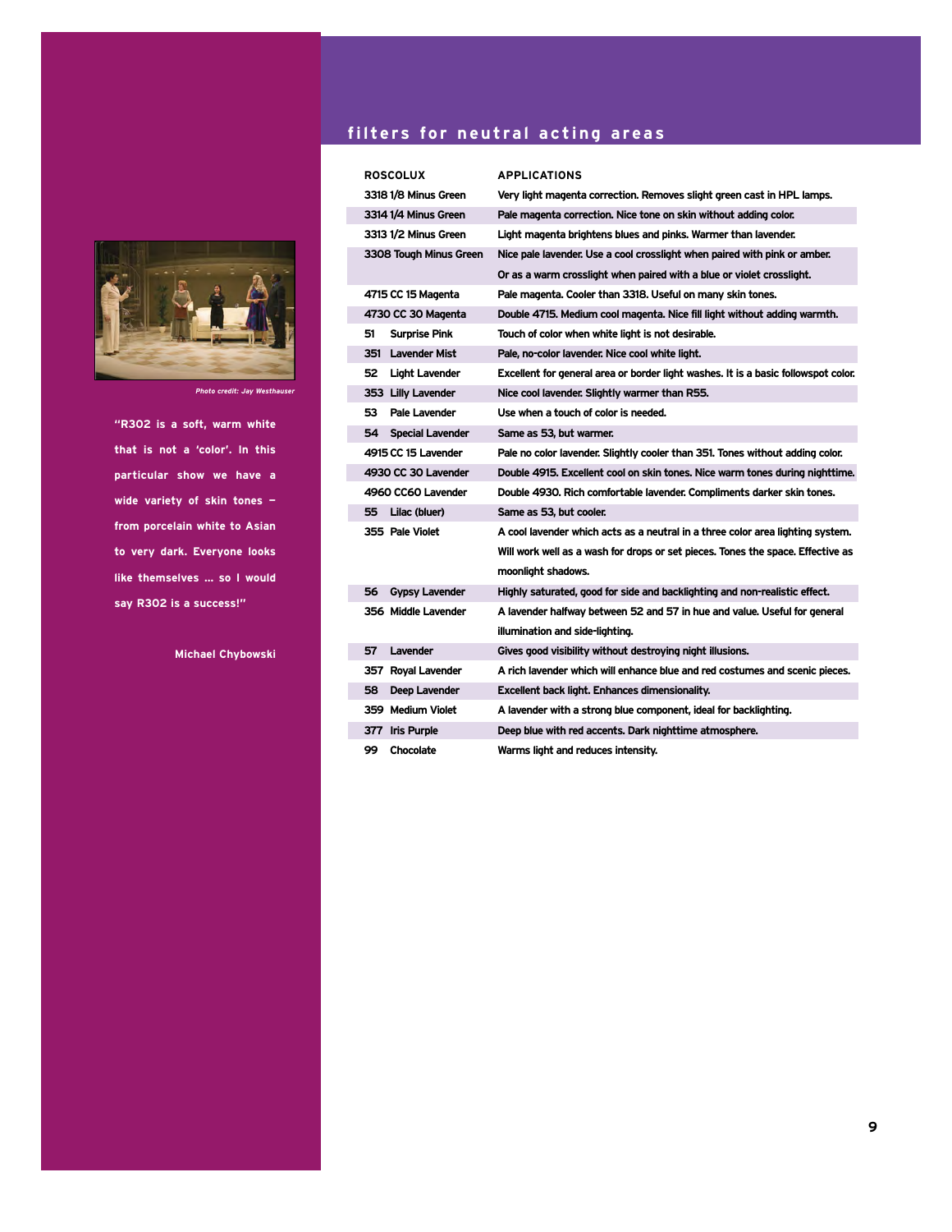## filters for neutral acting areas

| ROSCOLUX | APPLICATIONS |
|---|---|
| 3318 1/8 Minus Green | Very light magenta correction. Removes slight green cast in HPL lamps. |
| 3314 1/4 Minus Green | Pale magenta correction. Nice tone on skin without adding color. |
| 3313 1/2 Minus Green | Light magenta brightens blues and pinks. Warmer than lavender. |
| 3308 Tough Minus Green | Nice pale lavender. Use a cool crosslight when paired with pink or amber. Or as a warm crosslight when paired with a blue or violet crosslight. |
| 4715 CC 15 Magenta | Pale magenta. Cooler than 3318. Useful on many skin tones. |
| 4730 CC 30 Magenta | Double 4715. Medium cool magenta. Nice fill light without adding warmth. |
| 51 Surprise Pink | Touch of color when white light is not desirable. |
| 351 Lavender Mist | Pale, no-color lavender. Nice cool white light. |
| 52 Light Lavender | Excellent for general area or border light washes. It is a basic followspot color. |
| 353 Lilly Lavender | Nice cool lavender. Slightly warmer than R55. |
| 53 Pale Lavender | Use when a touch of color is needed. |
| 54 Special Lavender | Same as 53, but warmer. |
| 4915 CC 15 Lavender | Pale no color lavender. Slightly cooler than 351. Tones without adding color. |
| 4930 CC 30 Lavender | Double 4915. Excellent cool on skin tones. Nice warm tones during nighttime. |
| 4960 CC60 Lavender | Double 4930. Rich comfortable lavender. Compliments darker skin tones. |
| 55 Lilac (bluer) | Same as 53, but cooler. |
| 355 Pale Violet | A cool lavender which acts as a neutral in a three color area lighting system. Will work well as a wash for drops or set pieces. Tones the space. Effective as moonlight shadows. |
| 56 Gypsy Lavender | Highly saturated, good for side and backlighting and non-realistic effect. |
| 356 Middle Lavender | A lavender halfway between 52 and 57 in hue and value. Useful for general illumination and side-lighting. |
| 57 Lavender | Gives good visibility without destroying night illusions. |
| 357 Royal Lavender | A rich lavender which will enhance blue and red costumes and scenic pieces. |
| 58 Deep Lavender | Excellent back light. Enhances dimensionality. |
| 359 Medium Violet | A lavender with a strong blue component, ideal for backlighting. |
| 377 Iris Purple | Deep blue with red accents. Dark nighttime atmosphere. |
| 99 Chocolate | Warms light and reduces intensity. |

*Photo credit: Jay Westhauser*

"R302 is a soft, warm white that is not a 'color'. In this particular show we have a wide variety of skin tones — from porcelain white to Asian to very dark. Everyone looks like themselves ... so I would say R302 is a success!"

Michael Chybowski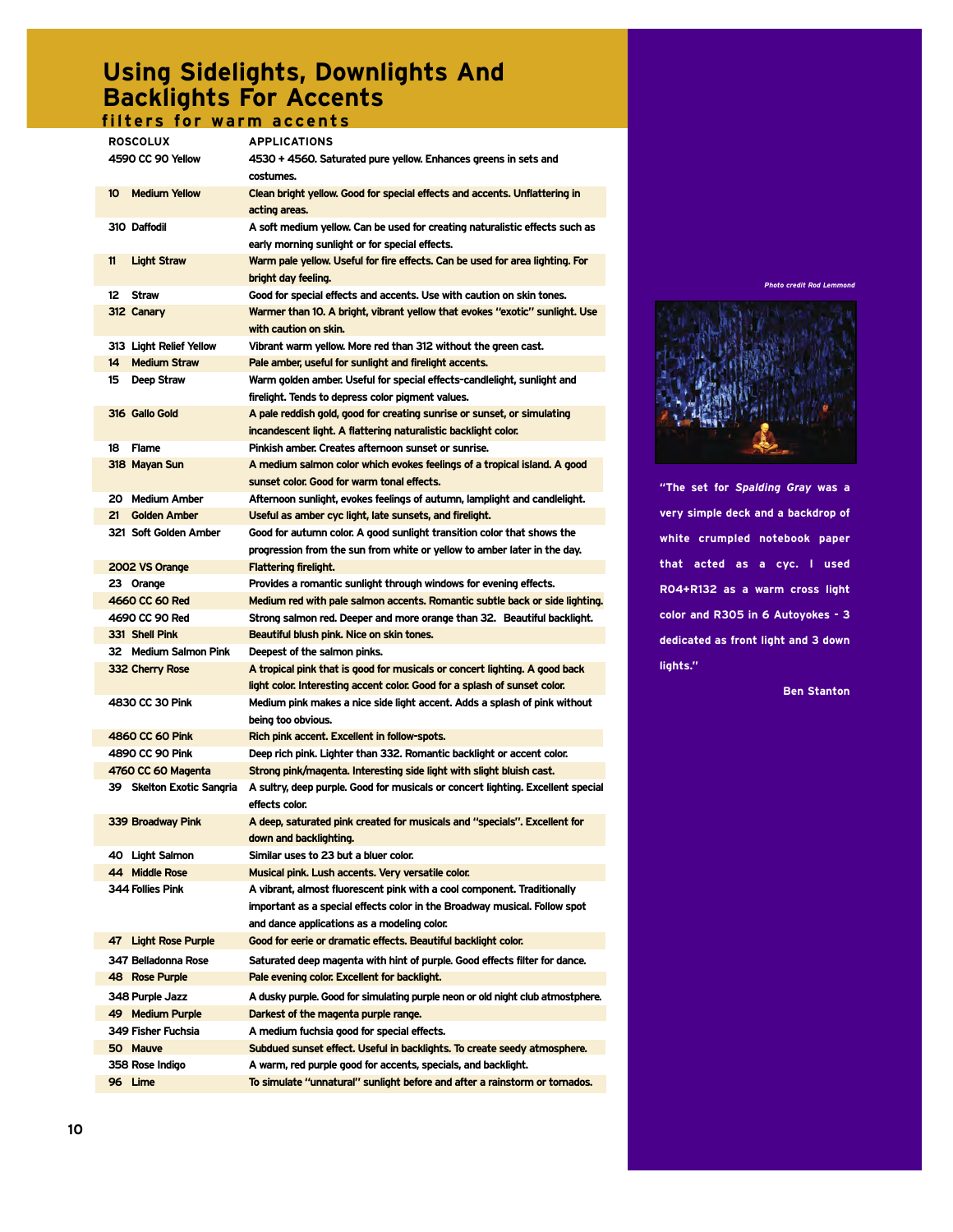# Using Sidelights, Downlights And Backlights For Accents

## filters for warm accents

| ROSCOLUX | APPLICATIONS |
|---|---|
| 4590 CC 90 Yellow | 4530 + 4560. Saturated pure yellow. Enhances greens in sets and costumes. |
| 10 Medium Yellow | Clean bright yellow. Good for special effects and accents. Unflattering in acting areas. |
| 310 Daffodil | A soft medium yellow. Can be used for creating naturalistic effects such as early morning sunlight or for special effects. |
| 11 Light Straw | Warm pale yellow. Useful for fire effects. Can be used for area lighting. For bright day feeling. |
| 12 Straw | Good for special effects and accents. Use with caution on skin tones. |
| 312 Canary | Warmer than 10. A bright, vibrant yellow that evokes "exotic" sunlight. Use with caution on skin. |
| 313 Light Relief Yellow | Vibrant warm yellow. More red than 312 without the green cast. |
| 14 Medium Straw | Pale amber, useful for sunlight and firelight accents. |
| 15 Deep Straw | Warm golden amber. Useful for special effects-candlelight, sunlight and firelight. Tends to depress color pigment values. |
| 316 Gallo Gold | A pale reddish gold, good for creating sunrise or sunset, or simulating incandescent light. A flattering naturalistic backlight color. |
| 18 Flame | Pinkish amber. Creates afternoon sunset or sunrise. |
| 318 Mayan Sun | A medium salmon color which evokes feelings of a tropical island. A good sunset color. Good for warm tonal effects. |
| 20 Medium Amber | Afternoon sunlight, evokes feelings of autumn, lamplight and candlelight. |
| 21 Golden Amber | Useful as amber cyc light, late sunsets, and firelight. |
| 321 Soft Golden Amber | Good for autumn color. A good sunlight transition color that shows the progression from the sun from white or yellow to amber later in the day. |
| 2002 VS Orange | Flattering firelight. |
| 23 Orange | Provides a romantic sunlight through windows for evening effects. |
| 4660 CC 60 Red | Medium red with pale salmon accents. Romantic subtle back or side lighting. |
| 4690 CC 90 Red | Strong salmon red. Deeper and more orange than 32. Beautiful backlight. |
| 331 Shell Pink | Beautiful blush pink. Nice on skin tones. |
| 32 Medium Salmon Pink | Deepest of the salmon pinks. |
| 332 Cherry Rose | A tropical pink that is good for musicals or concert lighting. A good back light color. Interesting accent color. Good for a splash of sunset color. |
| 4830 CC 30 Pink | Medium pink makes a nice side light accent. Adds a splash of pink without being too obvious. |
| 4860 CC 60 Pink | Rich pink accent. Excellent in follow-spots. |
| 4890 CC 90 Pink | Deep rich pink. Lighter than 332. Romantic backlight or accent color. |
| 4760 CC 60 Magenta | Strong pink/magenta. Interesting side light with slight bluish cast. |
| 39 Skelton Exotic Sangria | A sultry, deep purple. Good for musicals or concert lighting. Excellent special effects color. |
| 339 Broadway Pink | A deep, saturated pink created for musicals and "specials". Excellent for down and backlighting. |
| 40 Light Salmon | Similar uses to 23 but a bluer color. |
| 44 Middle Rose | Musical pink. Lush accents. Very versatile color. |
| 344 Follies Pink | A vibrant, almost fluorescent pink with a cool component. Traditionally important as a special effects color in the Broadway musical. Follow spot and dance applications as a modeling color. |
| 47 Light Rose Purple | Good for eerie or dramatic effects. Beautiful backlight color. |
| 347 Belladonna Rose | Saturated deep magenta with hint of purple. Good effects filter for dance. |
| 48 Rose Purple | Pale evening color. Excellent for backlight. |
| 348 Purple Jazz | A dusky purple. Good for simulating purple neon or old night club atmosphere. |
| 49 Medium Purple | Darkest of the magenta purple range. |
| 349 Fisher Fuchsia | A medium fuchsia good for special effects. |
| 50 Mauve | Subdued sunset effect. Useful in backlights. To create seedy atmosphere. |
| 358 Rose Indigo | A warm, red purple good for accents, specials, and backlight. |
| 96 Lime | To simulate "unnatural" sunlight before and after a rainstorm or tornados. |

*Photo credit Rod Lemmond*

"The set for *Spalding Gray* was a very simple deck and a backdrop of white crumpled notebook paper that acted as a cyc. I used R04+R132 as a warm cross light color and R305 in 6 Autoyokes - 3 dedicated as front light and 3 down lights."

Ben Stanton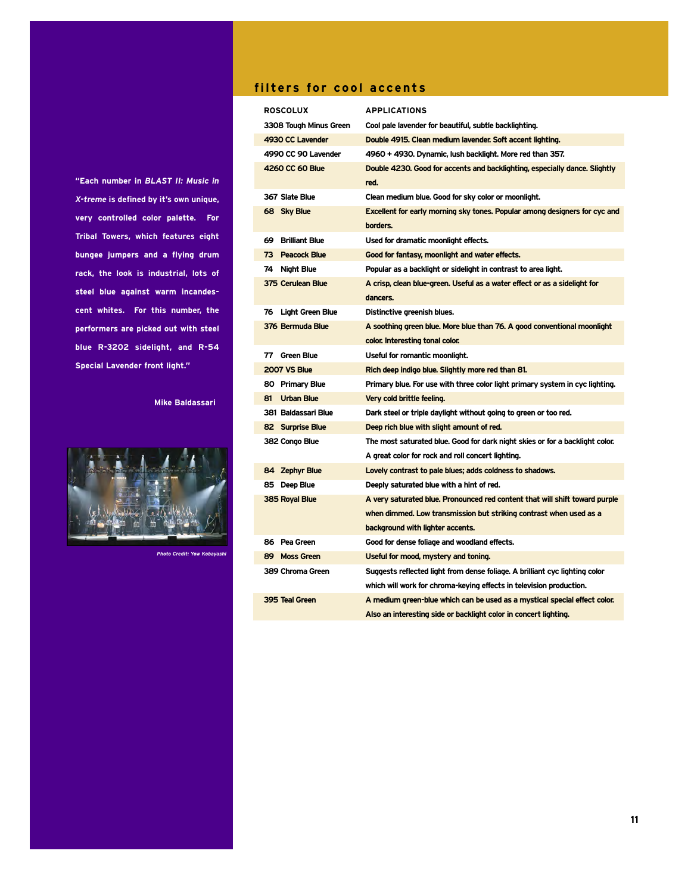## filters for cool accents

| ROSCOLUX | APPLICATIONS |
|---|---|
| 3308 Tough Minus Green | Cool pale lavender for beautiful, subtle backlighting. |
| 4930 CC Lavender | Double 4915. Clean medium lavender. Soft accent lighting. |
| 4990 CC 90 Lavender | 4960 + 4930. Dynamic, lush backlight. More red than 357. |
| 4260 CC 60 Blue | Double 4230. Good for accents and backlighting, especially dance. Slightly red. |
| 367 Slate Blue | Clean medium blue. Good for sky color or moonlight. |
| 68 Sky Blue | Excellent for early morning sky tones. Popular among designers for cyc and borders. |
| 69 Brilliant Blue | Used for dramatic moonlight effects. |
| 73 Peacock Blue | Good for fantasy, moonlight and water effects. |
| 74 Night Blue | Popular as a backlight or sidelight in contrast to area light. |
| 375 Cerulean Blue | A crisp, clean blue-green. Useful as a water effect or as a sidelight for dancers. |
| 76 Light Green Blue | Distinctive greenish blues. |
| 376 Bermuda Blue | A soothing green blue. More blue than 76. A good conventional moonlight color. Interesting tonal color. |
| 77 Green Blue | Useful for romantic moonlight. |
| 2007 VS Blue | Rich deep indigo blue. Slightly more red than 81. |
| 80 Primary Blue | Primary blue. For use with three color light primary system in cyc lighting. |
| 81 Urban Blue | Very cold brittle feeling. |
| 381 Baldassari Blue | Dark steel or triple daylight without going to green or too red. |
| 82 Surprise Blue | Deep rich blue with slight amount of red. |
| 382 Congo Blue | The most saturated blue. Good for dark night skies or for a backlight color. A great color for rock and roll concert lighting. |
| 84 Zephyr Blue | Lovely contrast to pale blues; adds coldness to shadows. |
| 85 Deep Blue | Deeply saturated blue with a hint of red. |
| 385 Royal Blue | A very saturated blue. Pronounced red content that will shift toward purple when dimmed. Low transmission but striking contrast when used as a background with lighter accents. |
| 86 Pea Green | Good for dense foliage and woodland effects. |
| 89 Moss Green | Useful for mood, mystery and toning. |
| 389 Chroma Green | Suggests reflected light from dense foliage. A brilliant cyc lighting color which will work for chroma-keying effects in television production. |
| 395 Teal Green | A medium green-blue which can be used as a mystical special effect color. Also an interesting side or backlight color in concert lighting. |

**"Each number in *BLAST II: Music in X-treme* is defined by it's own unique, very controlled color palette. For Tribal Towers, which features eight bungee jumpers and a flying drum rack, the look is industrial, lots of steel blue against warm incandescent whites. For this number, the performers are picked out with steel blue R-3202 sidelight, and R-54 Special Lavender front light."**

**Mike Baldassari**

*Photo Credit: Yow Kobayashi*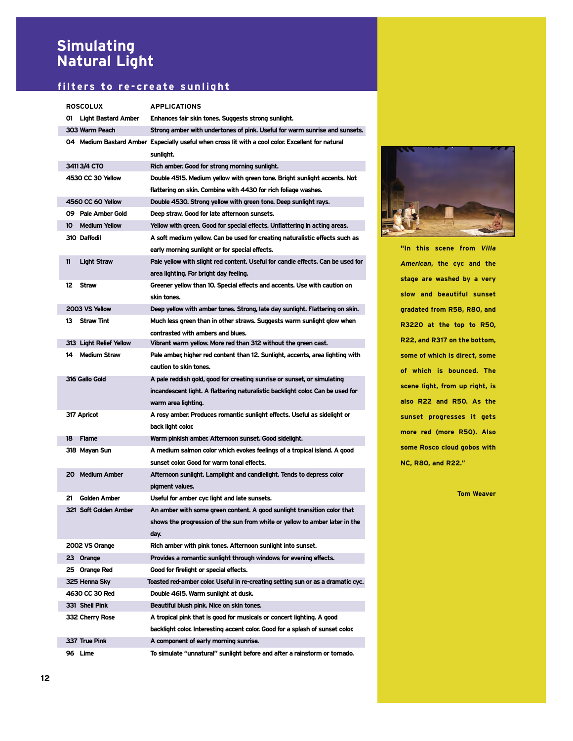# Simulating Natural Light

## filters to re-create sunlight

| ROSCOLUX | APPLICATIONS |
|---|---|
| 01 Light Bastard Amber | Enhances fair skin tones. Suggests strong sunlight. |
| 303 Warm Peach | Strong amber with undertones of pink. Useful for warm sunrise and sunsets. |
| 04 Medium Bastard Amber | Especially useful when cross lit with a cool color. Excellent for natural sunlight. |
| 3411 3/4 CTO | Rich amber. Good for strong morning sunlight. |
| 4530 CC 30 Yellow | Double 4515. Medium yellow with green tone. Bright sunlight accents. Not flattering on skin. Combine with 4430 for rich foliage washes. |
| 4560 CC 60 Yellow | Double 4530. Strong yellow with green tone. Deep sunlight rays. |
| 09 Pale Amber Gold | Deep straw. Good for late afternoon sunsets. |
| 10 Medium Yellow | Yellow with green. Good for special effects. Unflattering in acting areas. |
| 310 Daffodil | A soft medium yellow. Can be used for creating naturalistic effects such as early morning sunlight or for special effects. |
| 11 Light Straw | Pale yellow with slight red content. Useful for candle effects. Can be used for area lighting. For bright day feeling. |
| 12 Straw | Greener yellow than 10. Special effects and accents. Use with caution on skin tones. |
| 2003 VS Yellow | Deep yellow with amber tones. Strong, late day sunlight. Flattering on skin. |
| 13 Straw Tint | Much less green than in other straws. Suggests warm sunlight glow when contrasted with ambers and blues. |
| 313 Light Relief Yellow | Vibrant warm yellow. More red than 312 without the green cast. |
| 14 Medium Straw | Pale amber, higher red content than 12. Sunlight, accents, area lighting with caution to skin tones. |
| 316 Gallo Gold | A pale reddish gold, good for creating sunrise or sunset, or simulating incandescent light. A flattering naturalistic backlight color. Can be used for warm area lighting. |
| 317 Apricot | A rosy amber. Produces romantic sunlight effects. Useful as sidelight or back light color. |
| 18 Flame | Warm pinkish amber. Afternoon sunset. Good sidelight. |
| 318 Mayan Sun | A medium salmon color which evokes feelings of a tropical island. A good sunset color. Good for warm tonal effects. |
| 20 Medium Amber | Afternoon sunlight. Lamplight and candlelight. Tends to depress color pigment values. |
| 21 Golden Amber | Useful for amber cyc light and late sunsets. |
| 321 Soft Golden Amber | An amber with some green content. A good sunlight transition color that shows the progression of the sun from white or yellow to amber later in the day. |
| 2002 VS Orange | Rich amber with pink tones. Afternoon sunlight into sunset. |
| 23 Orange | Provides a romantic sunlight through windows for evening effects. |
| 25 Orange Red | Good for firelight or special effects. |
| 325 Henna Sky | Toasted red-amber color. Useful in re-creating setting sun or as a dramatic cyc. |
| 4630 CC 30 Red | Double 4615. Warm sunlight at dusk. |
| 331 Shell Pink | Beautiful blush pink. Nice on skin tones. |
| 332 Cherry Rose | A tropical pink that is good for musicals or concert lighting. A good backlight color. Interesting accent color. Good for a splash of sunset color. |
| 337 True Pink | A component of early morning sunrise. |
| 96 Lime | To simulate "unnatural" sunlight before and after a rainstorm or tornado. |

**"In this scene from *Villa American*, the cyc and the stage are washed by a very slow and beautiful sunset gradated from R58, R80, and R3220 at the top to R50, R22, and R317 on the bottom, some of which is direct, some of which is bounced. The scene light, from up right, is also R22 and R50. As the sunset progresses it gets more red (more R50). Also some Rosco cloud gobos with NC, R80, and R22."**

**Tom Weaver**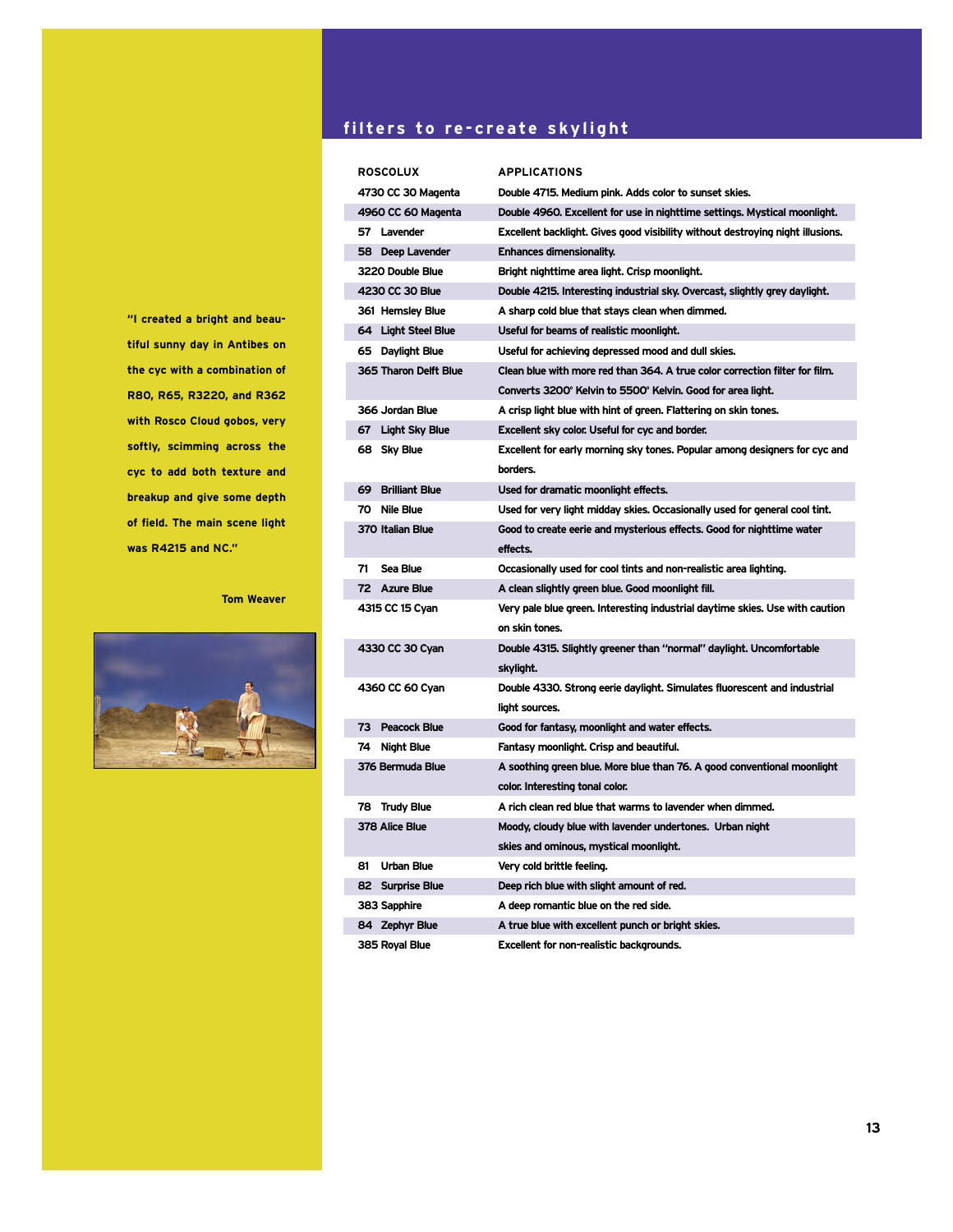## filters to re-create skylight

| ROSCOLUX | APPLICATIONS |
|---|---|
| 4730 CC 30 Magenta | Double 4715. Medium pink. Adds color to sunset skies. |
| 4960 CC 60 Magenta | Double 4960. Excellent for use in nighttime settings. Mystical moonlight. |
| 57 Lavender | Excellent backlight. Gives good visibility without destroying night illusions. |
| 58 Deep Lavender | Enhances dimensionality. |
| 3220 Double Blue | Bright nighttime area light. Crisp moonlight. |
| 4230 CC 30 Blue | Double 4215. Interesting industrial sky. Overcast, slightly grey daylight. |
| 361 Hemsley Blue | A sharp cold blue that stays clean when dimmed. |
| 64 Light Steel Blue | Useful for beams of realistic moonlight. |
| 65 Daylight Blue | Useful for achieving depressed mood and dull skies. |
| 365 Tharon Delft Blue | Clean blue with more red than 364. A true color correction filter for film. Converts 3200° Kelvin to 5500° Kelvin. Good for area light. |
| 366 Jordan Blue | A crisp light blue with hint of green. Flattering on skin tones. |
| 67 Light Sky Blue | Excellent sky color. Useful for cyc and border. |
| 68 Sky Blue | Excellent for early morning sky tones. Popular among designers for cyc and borders. |
| 69 Brilliant Blue | Used for dramatic moonlight effects. |
| 70 Nile Blue | Used for very light midday skies. Occasionally used for general cool tint. |
| 370 Italian Blue | Good to create eerie and mysterious effects. Good for nighttime water effects. |
| 71 Sea Blue | Occasionally used for cool tints and non-realistic area lighting. |
| 72 Azure Blue | A clean slightly green blue. Good moonlight fill. |
| 4315 CC 15 Cyan | Very pale blue green. Interesting industrial daytime skies. Use with caution on skin tones. |
| 4330 CC 30 Cyan | Double 4315. Slightly greener than "normal" daylight. Uncomfortable skylight. |
| 4360 CC 60 Cyan | Double 4330. Strong eerie daylight. Simulates fluorescent and industrial light sources. |
| 73 Peacock Blue | Good for fantasy, moonlight and water effects. |
| 74 Night Blue | Fantasy moonlight. Crisp and beautiful. |
| 376 Bermuda Blue | A soothing green blue. More blue than 76. A good conventional moonlight color. Interesting tonal color. |
| 78 Trudy Blue | A rich clean red blue that warms to lavender when dimmed. |
| 378 Alice Blue | Moody, cloudy blue with lavender undertones. Urban night skies and ominous, mystical moonlight. |
| 81 Urban Blue | Very cold brittle feeling. |
| 82 Surprise Blue | Deep rich blue with slight amount of red. |
| 383 Sapphire | A deep romantic blue on the red side. |
| 84 Zephyr Blue | A true blue with excellent punch or bright skies. |
| 385 Royal Blue | Excellent for non-realistic backgrounds. |

"I created a bright and beautiful sunny day in Antibes on the cyc with a combination of R80, R65, R3220, and R362 with Rosco Cloud gobos, very softly, scimming across the cyc to add both texture and breakup and give some depth of field. The main scene light was R4215 and NC."

Tom Weaver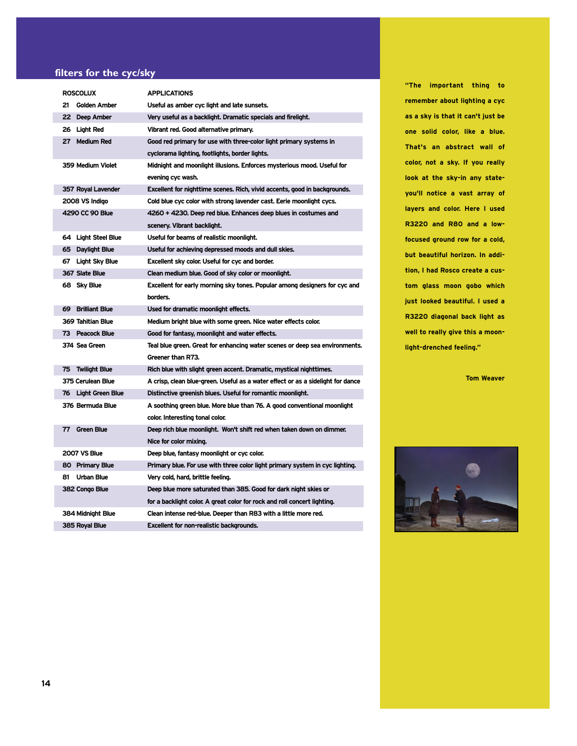## filters for the cyc/sky

| ROSCOLUX | APPLICATIONS |
|---|---|
| 21 Golden Amber | Useful as amber cyc light and late sunsets. |
| 22 Deep Amber | Very useful as a backlight. Dramatic specials and firelight. |
| 26 Light Red | Vibrant red. Good alternative primary. |
| 27 Medium Red | Good red primary for use with three-color light primary systems in cyclorama lighting, footlights, border lights. |
| 359 Medium Violet | Midnight and moonlight illusions. Enforces mysterious mood. Useful for evening cyc wash. |
| 357 Royal Lavender | Excellent for nighttime scenes. Rich, vivid accents, good in backgrounds. |
| 2008 VS Indigo | Cold blue cyc color with strong lavender cast. Eerie moonlight cycs. |
| 4290 CC 90 Blue | 4260 + 4230. Deep red blue. Enhances deep blues in costumes and scenery. Vibrant backlight. |
| 64 Light Steel Blue | Useful for beams of realistic moonlight. |
| 65 Daylight Blue | Useful for achieving depressed moods and dull skies. |
| 67 Light Sky Blue | Excellent sky color. Useful for cyc and border. |
| 367 Slate Blue | Clean medium blue. Good of sky color or moonlight. |
| 68 Sky Blue | Excellent for early morning sky tones. Popular among designers for cyc and borders. |
| 69 Brilliant Blue | Used for dramatic moonlight effects. |
| 369 Tahitian Blue | Medium bright blue with some green. Nice water effects color. |
| 73 Peacock Blue | Good for fantasy, moonlight and water effects. |
| 374 Sea Green | Teal blue green. Great for enhancing water scenes or deep sea environments. Greener than R73. |
| 75 Twilight Blue | Rich blue with slight green accent. Dramatic, mystical nighttimes. |
| 375 Cerulean Blue | A crisp, clean blue-green. Useful as a water effect or as a sidelight for dance |
| 76 Light Green Blue | Distinctive greenish blues. Useful for romantic moonlight. |
| 376 Bermuda Blue | A soothing green blue. More blue than 76. A good conventional moonlight color. Interesting tonal color. |
| 77 Green Blue | Deep rich blue moonlight. Won't shift red when taken down on dimmer. Nice for color mixing. |
| 2007 VS Blue | Deep blue, fantasy moonlight or cyc color. |
| 80 Primary Blue | Primary blue. For use with three color light primary system in cyc lighting. |
| 81 Urban Blue | Very cold, hard, brittle feeling. |
| 382 Congo Blue | Deep blue more saturated than 385. Good for dark night skies or for a backlight color. A great color for rock and roll concert lighting. |
| 384 Midnight Blue | Clean intense red-blue. Deeper than R83 with a little more red. |
| 385 Royal Blue | Excellent for non-realistic backgrounds. |

**"The important thing to remember about lighting a cyc as a sky is that it can't just be one solid color, like a blue. That's an abstract wall of color, not a sky. If you really look at the sky-in any state-you'll notice a vast array of layers and color. Here I used R3220 and R80 and a low-focused ground row for a cold, but beautiful horizon. In addition, I had Rosco create a custom glass moon gobo which just looked beautiful. I used a R3220 diagonal back light as well to really give this a moonlight-drenched feeling."**

**Tom Weaver**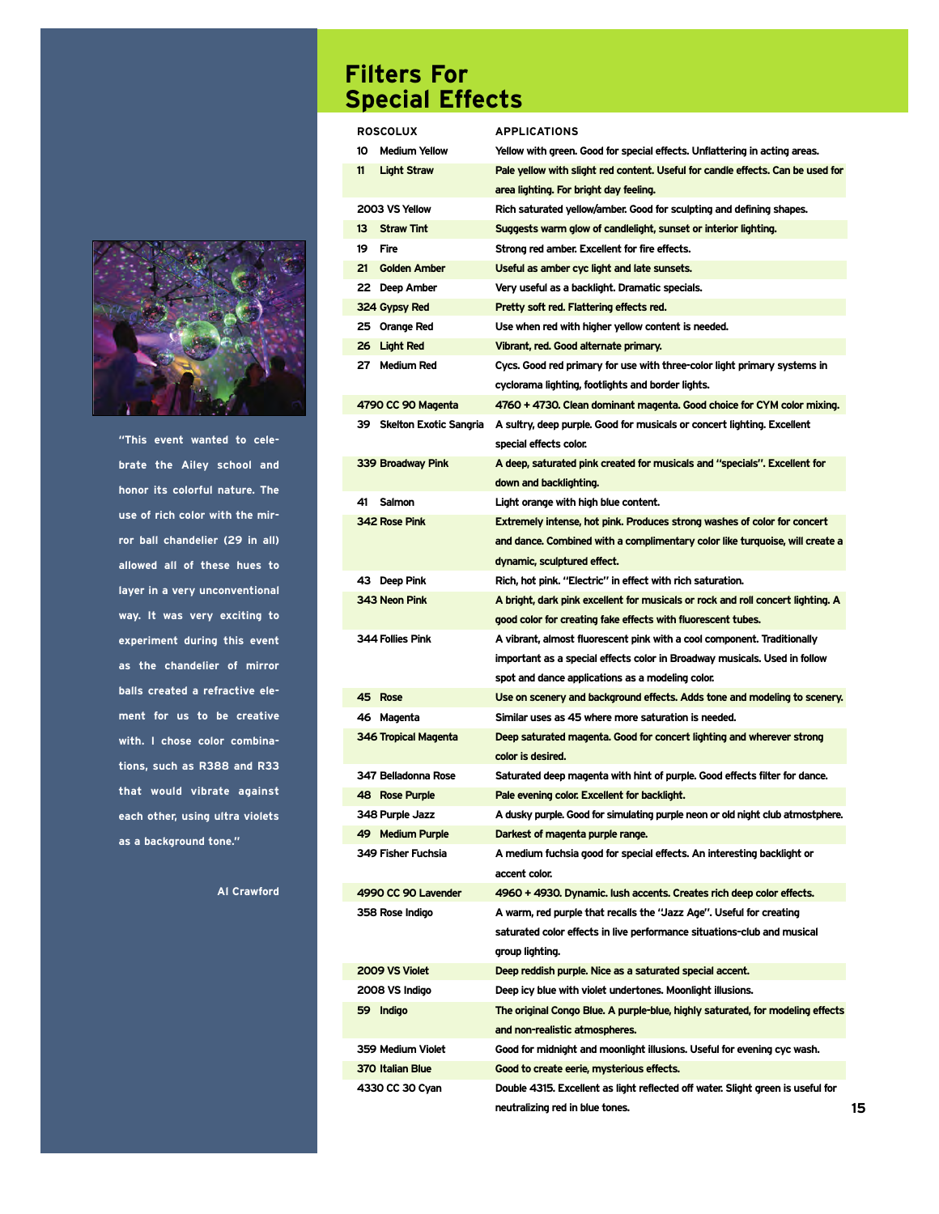## Filters For Special Effects

| ROSCOLUX | APPLICATIONS |
|---|---|
| 10 Medium Yellow | Yellow with green. Good for special effects. Unflattering in acting areas. |
| 11 Light Straw | Pale yellow with slight red content. Useful for candle effects. Can be used for area lighting. For bright day feeling. |
| 2003 VS Yellow | Rich saturated yellow/amber. Good for sculpting and defining shapes. |
| 13 Straw Tint | Suggests warm glow of candlelight, sunset or interior lighting. |
| 19 Fire | Strong red amber. Excellent for fire effects. |
| 21 Golden Amber | Useful as amber cyc light and late sunsets. |
| 22 Deep Amber | Very useful as a backlight. Dramatic specials. |
| 324 Gypsy Red | Pretty soft red. Flattering effects red. |
| 25 Orange Red | Use when red with higher yellow content is needed. |
| 26 Light Red | Vibrant, red. Good alternate primary. |
| 27 Medium Red | Cycs. Good red primary for use with three-color light primary systems in cyclorama lighting, footlights and border lights. |
| 4790 CC 90 Magenta | 4760 + 4730. Clean dominant magenta. Good choice for CYM color mixing. |
| 39 Skelton Exotic Sangria | A sultry, deep purple. Good for musicals or concert lighting. Excellent special effects color. |
| 339 Broadway Pink | A deep, saturated pink created for musicals and "specials". Excellent for down and backlighting. |
| 41 Salmon | Light orange with high blue content. |
| 342 Rose Pink | Extremely intense, hot pink. Produces strong washes of color for concert and dance. Combined with a complimentary color like turquoise, will create a dynamic, sculptured effect. |
| 43 Deep Pink | Rich, hot pink. "Electric" in effect with rich saturation. |
| 343 Neon Pink | A bright, dark pink excellent for musicals or rock and roll concert lighting. A good color for creating fake effects with fluorescent tubes. |
| 344 Follies Pink | A vibrant, almost fluorescent pink with a cool component. Traditionally important as a special effects color in Broadway musicals. Used in follow spot and dance applications as a modeling color. |
| 45 Rose | Use on scenery and background effects. Adds tone and modeling to scenery. |
| 46 Magenta | Similar uses as 45 where more saturation is needed. |
| 346 Tropical Magenta | Deep saturated magenta. Good for concert lighting and wherever strong color is desired. |
| 347 Belladonna Rose | Saturated deep magenta with hint of purple. Good effects filter for dance. |
| 48 Rose Purple | Pale evening color. Excellent for backlight. |
| 348 Purple Jazz | A dusky purple. Good for simulating purple neon or old night club atmosphere. |
| 49 Medium Purple | Darkest of magenta purple range. |
| 349 Fisher Fuchsia | A medium fuchsia good for special effects. An interesting backlight or accent color. |
| 4990 CC 90 Lavender | 4960 + 4930. Dynamic. lush accents. Creates rich deep color effects. |
| 358 Rose Indigo | A warm, red purple that recalls the "Jazz Age". Useful for creating saturated color effects in live performance situations-club and musical group lighting. |
| 2009 VS Violet | Deep reddish purple. Nice as a saturated special accent. |
| 2008 VS Indigo | Deep icy blue with violet undertones. Moonlight illusions. |
| 59 Indigo | The original Congo Blue. A purple-blue, highly saturated, for modeling effects and non-realistic atmospheres. |
| 359 Medium Violet | Good for midnight and moonlight illusions. Useful for evening cyc wash. |
| 370 Italian Blue | Good to create eerie, mysterious effects. |
| 4330 CC 30 Cyan | Double 4315. Excellent as light reflected off water. Slight green is useful for neutralizing red in blue tones. |

"This event wanted to celebrate the Ailey school and honor its colorful nature. The use of rich color with the mirror ball chandelier (29 in all) allowed all of these hues to layer in a very unconventional way. It was very exciting to experiment during this event as the chandelier of mirror balls created a refractive element for us to be creative with. I chose color combinations, such as R388 and R33 that would vibrate against each other, using ultra violets as a background tone."

Al Crawford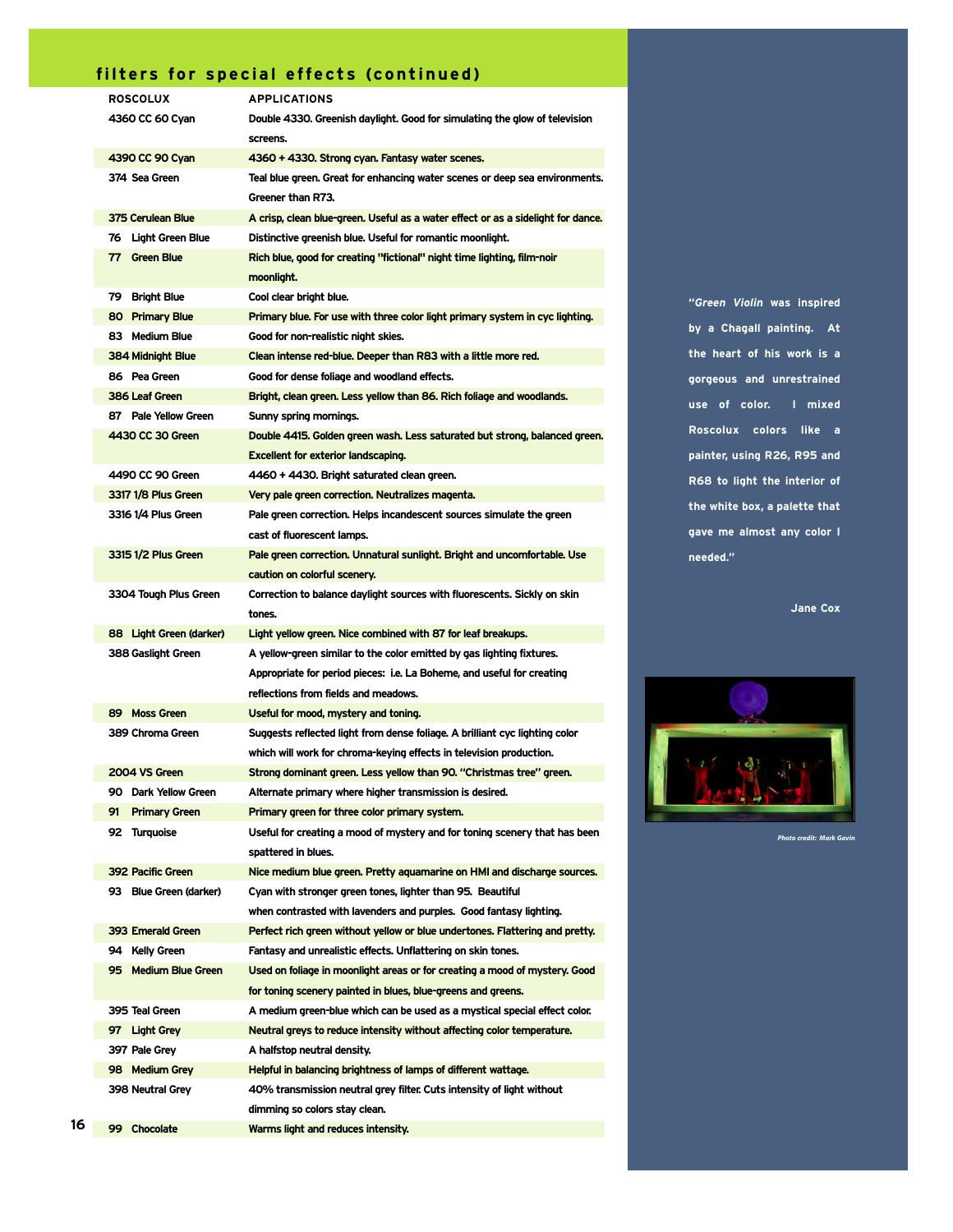## filters for special effects (continued)

| ROSCOLUX | APPLICATIONS |
|---|---|
| 4360 CC 60 Cyan | Double 4330. Greenish daylight. Good for simulating the glow of television screens. |
| 4390 CC 90 Cyan | 4360 + 4330. Strong cyan. Fantasy water scenes. |
| 374 Sea Green | Teal blue green. Great for enhancing water scenes or deep sea environments. Greener than R73. |
| 375 Cerulean Blue | A crisp, clean blue-green. Useful as a water effect or as a sidelight for dance. |
| 76 Light Green Blue | Distinctive greenish blue. Useful for romantic moonlight. |
| 77 Green Blue | Rich blue, good for creating "fictional" night time lighting, film-noir moonlight. |
| 79 Bright Blue | Cool clear bright blue. |
| 80 Primary Blue | Primary blue. For use with three color light primary system in cyc lighting. |
| 83 Medium Blue | Good for non-realistic night skies. |
| 384 Midnight Blue | Clean intense red-blue. Deeper than R83 with a little more red. |
| 86 Pea Green | Good for dense foliage and woodland effects. |
| 386 Leaf Green | Bright, clean green. Less yellow than 86. Rich foliage and woodlands. |
| 87 Pale Yellow Green | Sunny spring mornings. |
| 4430 CC 30 Green | Double 4415. Golden green wash. Less saturated but strong, balanced green. Excellent for exterior landscaping. |
| 4490 CC 90 Green | 4460 + 4430. Bright saturated clean green. |
| 3317 1/8 Plus Green | Very pale green correction. Neutralizes magenta. |
| 3316 1/4 Plus Green | Pale green correction. Helps incandescent sources simulate the green cast of fluorescent lamps. |
| 3315 1/2 Plus Green | Pale green correction. Unnatural sunlight. Bright and uncomfortable. Use caution on colorful scenery. |
| 3304 Tough Plus Green | Correction to balance daylight sources with fluorescents. Sickly on skin tones. |
| 88 Light Green (darker) | Light yellow green. Nice combined with 87 for leaf breakups. |
| 388 Gaslight Green | A yellow-green similar to the color emitted by gas lighting fixtures. Appropriate for period pieces: i.e. La Boheme, and useful for creating reflections from fields and meadows. |
| 89 Moss Green | Useful for mood, mystery and toning. |
| 389 Chroma Green | Suggests reflected light from dense foliage. A brilliant cyc lighting color which will work for chroma-keying effects in television production. |
| 2004 VS Green | Strong dominant green. Less yellow than 90. "Christmas tree" green. |
| 90 Dark Yellow Green | Alternate primary where higher transmission is desired. |
| 91 Primary Green | Primary green for three color primary system. |
| 92 Turquoise | Useful for creating a mood of mystery and for toning scenery that has been spattered in blues. |
| 392 Pacific Green | Nice medium blue green. Pretty aquamarine on HMI and discharge sources. |
| 93 Blue Green (darker) | Cyan with stronger green tones, lighter than 95. Beautiful when contrasted with lavenders and purples. Good fantasy lighting. |
| 393 Emerald Green | Perfect rich green without yellow or blue undertones. Flattering and pretty. |
| 94 Kelly Green | Fantasy and unrealistic effects. Unflattering on skin tones. |
| 95 Medium Blue Green | Used on foliage in moonlight areas or for creating a mood of mystery. Good for toning scenery painted in blues, blue-greens and greens. |
| 395 Teal Green | A medium green-blue which can be used as a mystical special effect color. |
| 97 Light Grey | Neutral greys to reduce intensity without affecting color temperature. |
| 397 Pale Grey | A halfstop neutral density. |
| 98 Medium Grey | Helpful in balancing brightness of lamps of different wattage. |
| 398 Neutral Grey | 40% transmission neutral grey filter. Cuts intensity of light without dimming so colors stay clean. |
| 99 Chocolate | Warms light and reduces intensity. |

**"*Green Violin* was inspired by a Chagall painting. At the heart of his work is a gorgeous and unrestrained use of color. I mixed Roscolux colors like a painter, using R26, R95 and R68 to light the interior of the white box, a palette that gave me almost any color I needed."**

**Jane Cox**

*Photo credit: Mark Gavin*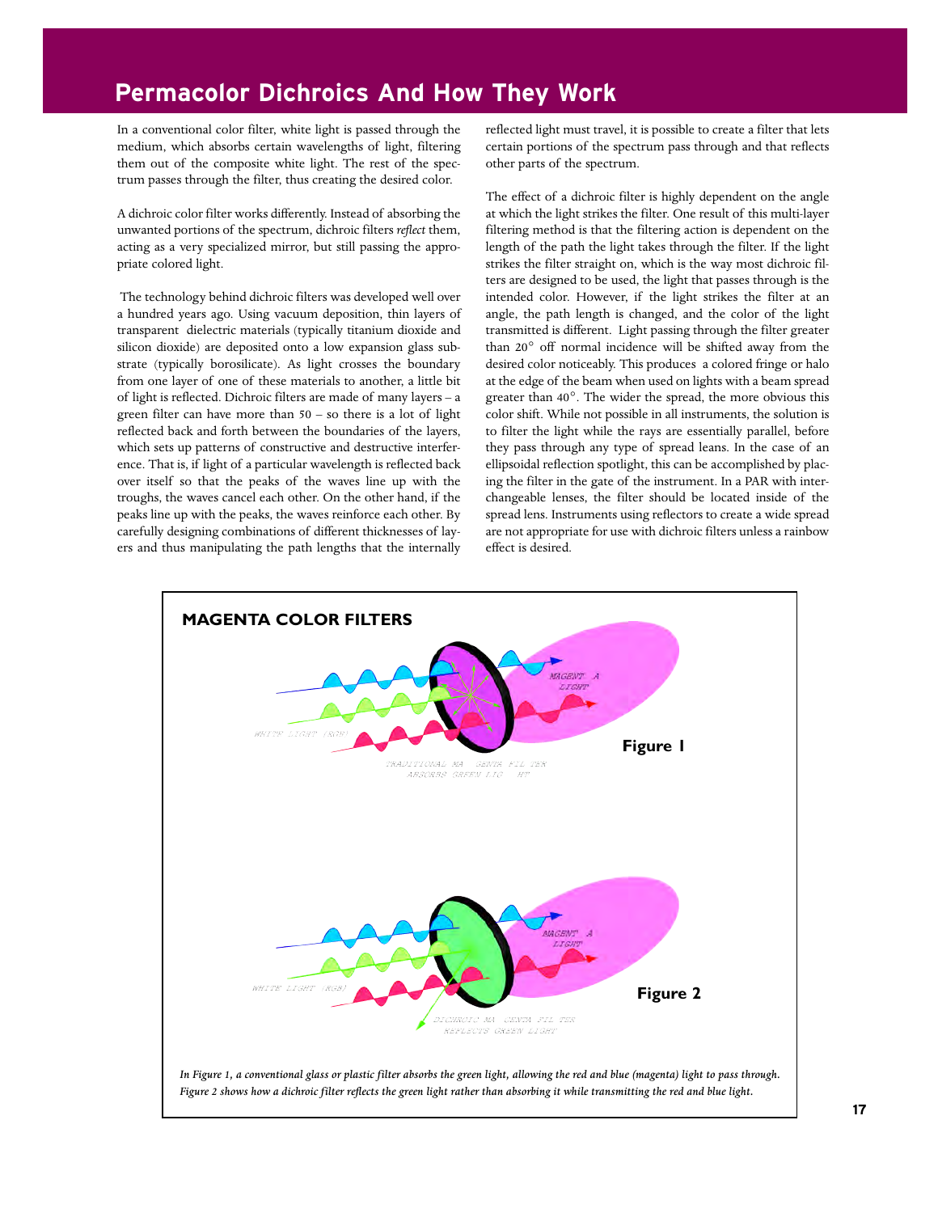# Permacolor Dichroics And How They Work

In a conventional color filter, white light is passed through the medium, which absorbs certain wavelengths of light, filtering them out of the composite white light. The rest of the spectrum passes through the filter, thus creating the desired color.

A dichroic color filter works differently. Instead of absorbing the unwanted portions of the spectrum, dichroic filters *reflect* them, acting as a very specialized mirror, but still passing the appropriate colored light.

The technology behind dichroic filters was developed well over a hundred years ago. Using vacuum deposition, thin layers of transparent dielectric materials (typically titanium dioxide and silicon dioxide) are deposited onto a low expansion glass substrate (typically borosilicate). As light crosses the boundary from one layer of one of these materials to another, a little bit of light is reflected. Dichroic filters are made of many layers – a green filter can have more than 50 – so there is a lot of light reflected back and forth between the boundaries of the layers, which sets up patterns of constructive and destructive interference. That is, if light of a particular wavelength is reflected back over itself so that the peaks of the waves line up with the troughs, the waves cancel each other. On the other hand, if the peaks line up with the peaks, the waves reinforce each other. By carefully designing combinations of different thicknesses of layers and thus manipulating the path lengths that the internally reflected light must travel, it is possible to create a filter that lets certain portions of the spectrum pass through and that reflects other parts of the spectrum.

The effect of a dichroic filter is highly dependent on the angle at which the light strikes the filter. One result of this multi-layer filtering method is that the filtering action is dependent on the length of the path the light takes through the filter. If the light strikes the filter straight on, which is the way most dichroic filters are designed to be used, the light that passes through is the intended color. However, if the light strikes the filter at an angle, the path length is changed, and the color of the light transmitted is different. Light passing through the filter greater than 20° off normal incidence will be shifted away from the desired color noticeably. This produces a colored fringe or halo at the edge of the beam when used on lights with a beam spread greater than 40°. The wider the spread, the more obvious this color shift. While not possible in all instruments, the solution is to filter the light while the rays are essentially parallel, before they pass through any type of spread leans. In the case of an ellipsoidal reflection spotlight, this can be accomplished by placing the filter in the gate of the instrument. In a PAR with interchangeable lenses, the filter should be located inside of the spread lens. Instruments using reflectors to create a wide spread are not appropriate for use with dichroic filters unless a rainbow effect is desired.

**MAGENTA COLOR FILTERS**

**Figure 1**

**Figure 2**

*In Figure 1, a conventional glass or plastic filter absorbs the green light, allowing the red and blue (magenta) light to pass through. Figure 2 shows how a dichroic filter reflects the green light rather than absorbing it while transmitting the red and blue light.*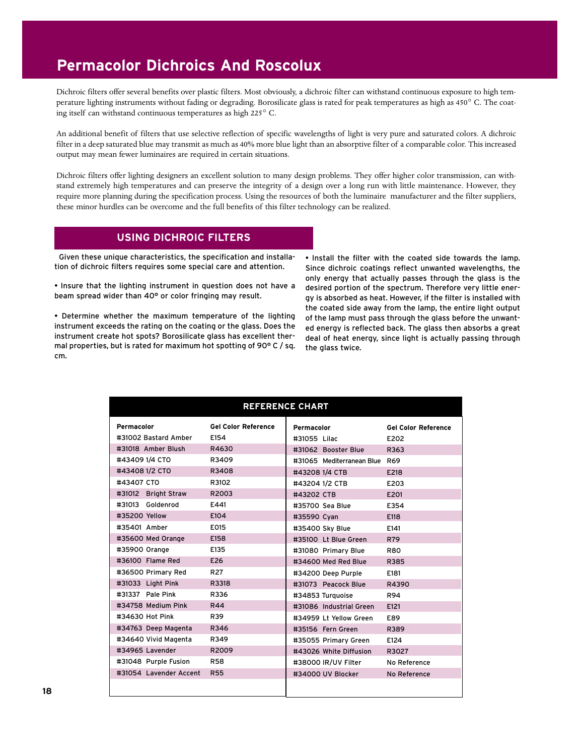# Permacolor Dichroics And Roscolux

Dichroic filters offer several benefits over plastic filters. Most obviously, a dichroic filter can withstand continuous exposure to high temperature lighting instruments without fading or degrading. Borosilicate glass is rated for peak temperatures as high as 450° C. The coating itself can withstand continuous temperatures as high 225° C.

An additional benefit of filters that use selective reflection of specific wavelengths of light is very pure and saturated colors. A dichroic filter in a deep saturated blue may transmit as much as 40% more blue light than an absorptive filter of a comparable color. This increased output may mean fewer luminaires are required in certain situations.

Dichroic filters offer lighting designers an excellent solution to many design problems. They offer higher color transmission, can withstand extremely high temperatures and can preserve the integrity of a design over a long run with little maintenance. However, they require more planning during the specification process. Using the resources of both the luminaire manufacturer and the filter suppliers, these minor hurdles can be overcome and the full benefits of this filter technology can be realized.

## USING DICHROIC FILTERS

Given these unique characteristics, the specification and installation of dichroic filters requires some special care and attention.

• Insure that the lighting instrument in question does not have a beam spread wider than 40° or color fringing may result.

• Determine whether the maximum temperature of the lighting instrument exceeds the rating on the coating or the glass. Does the instrument create hot spots? Borosilicate glass has excellent thermal properties, but is rated for maximum hot spotting of 90° C / sq. cm.

• Install the filter with the coated side towards the lamp. Since dichroic coatings reflect unwanted wavelengths, the only energy that actually passes through the glass is the desired portion of the spectrum. Therefore very little energy is absorbed as heat. However, if the filter is installed with the coated side away from the lamp, the entire light output of the lamp must pass through the glass before the unwanted energy is reflected back. The glass then absorbs a great deal of heat energy, since light is actually passing through the glass twice.

### REFERENCE CHART

| Permacolor | Gel Color Reference | Permacolor | Gel Color Reference |
|---|---|---|---|
| #31002 Bastard Amber | E154 | #31055 Lilac | E202 |
| #31018 Amber Blush | R4630 | #31062 Booster Blue | R363 |
| #43409 1/4 CTO | R3409 | #31065 Mediterranean Blue | R69 |
| #43408 1/2 CTO | R3408 | #43208 1/4 CTB | E218 |
| #43407 CTO | R3102 | #43204 1/2 CTB | E203 |
| #31012 Bright Straw | R2003 | #43202 CTB | E201 |
| #31013 Goldenrod | E441 | #35700 Sea Blue | E354 |
| #35200 Yellow | E104 | #35590 Cyan | E118 |
| #35401 Amber | E015 | #35400 Sky Blue | E141 |
| #35600 Med Orange | E158 | #35100 Lt Blue Green | R79 |
| #35900 Orange | E135 | #31080 Primary Blue | R80 |
| #36100 Flame Red | E26 | #34600 Med Red Blue | R385 |
| #36500 Primary Red | R27 | #34200 Deep Purple | E181 |
| #31033 Light Pink | R3318 | #31073 Peacock Blue | R4390 |
| #31337 Pale Pink | R336 | #34853 Turquoise | R94 |
| #34758 Medium Pink | R44 | #31086 Industrial Green | E121 |
| #34630 Hot Pink | R39 | #34959 Lt Yellow Green | E89 |
| #34763 Deep Magenta | R346 | #35156 Fern Green | R389 |
| #34640 Vivid Magenta | R349 | #35055 Primary Green | E124 |
| #34965 Lavender | R2009 | #43026 White Diffusion | R3027 |
| #31048 Purple Fusion | R58 | #38000 IR/UV Filter | No Reference |
| #31054 Lavender Accent | R55 | #34000 UV Blocker | No Reference |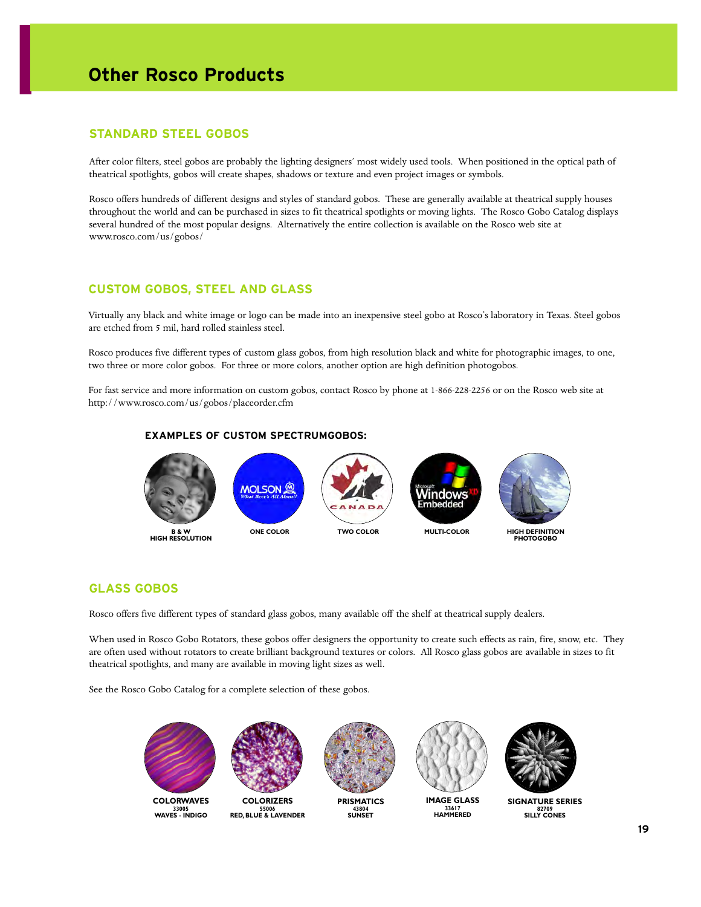# Other Rosco Products

## STANDARD STEEL GOBOS

After color filters, steel gobos are probably the lighting designers' most widely used tools. When positioned in the optical path of theatrical spotlights, gobos will create shapes, shadows or texture and even project images or symbols.

Rosco offers hundreds of different designs and styles of standard gobos. These are generally available at theatrical supply houses throughout the world and can be purchased in sizes to fit theatrical spotlights or moving lights. The Rosco Gobo Catalog displays several hundred of the most popular designs. Alternatively the entire collection is available on the Rosco web site at www.rosco.com/us/gobos/

## CUSTOM GOBOS, STEEL AND GLASS

Virtually any black and white image or logo can be made into an inexpensive steel gobo at Rosco's laboratory in Texas. Steel gobos are etched from 5 mil, hard rolled stainless steel.

Rosco produces five different types of custom glass gobos, from high resolution black and white for photographic images, to one, two three or more color gobos. For three or more colors, another option are high definition photogobos.

For fast service and more information on custom gobos, contact Rosco by phone at 1-866-228-2256 or on the Rosco web site at http://www.rosco.com/us/gobos/placeorder.cfm

### EXAMPLES OF CUSTOM SPECTRUMGOBOS:

B & W HIGH RESOLUTION

ONE COLOR

TWO COLOR

MULTI-COLOR

HIGH DEFINITION PHOTOGOBO

## GLASS GOBOS

Rosco offers five different types of standard glass gobos, many available off the shelf at theatrical supply dealers.

When used in Rosco Gobo Rotators, these gobos offer designers the opportunity to create such effects as rain, fire, snow, etc. They are often used without rotators to create brilliant background textures or colors. All Rosco glass gobos are available in sizes to fit theatrical spotlights, and many are available in moving light sizes as well.

See the Rosco Gobo Catalog for a complete selection of these gobos.

**COLORWAVES** 33005 WAVES - INDIGO

**COLORIZERS** 55006 RED, BLUE & LAVENDER

**PRISMATICS** 43804 SUNSET

**IMAGE GLASS** 33617 HAMMERED

**SIGNATURE SERIES** 82709 SILLY CONES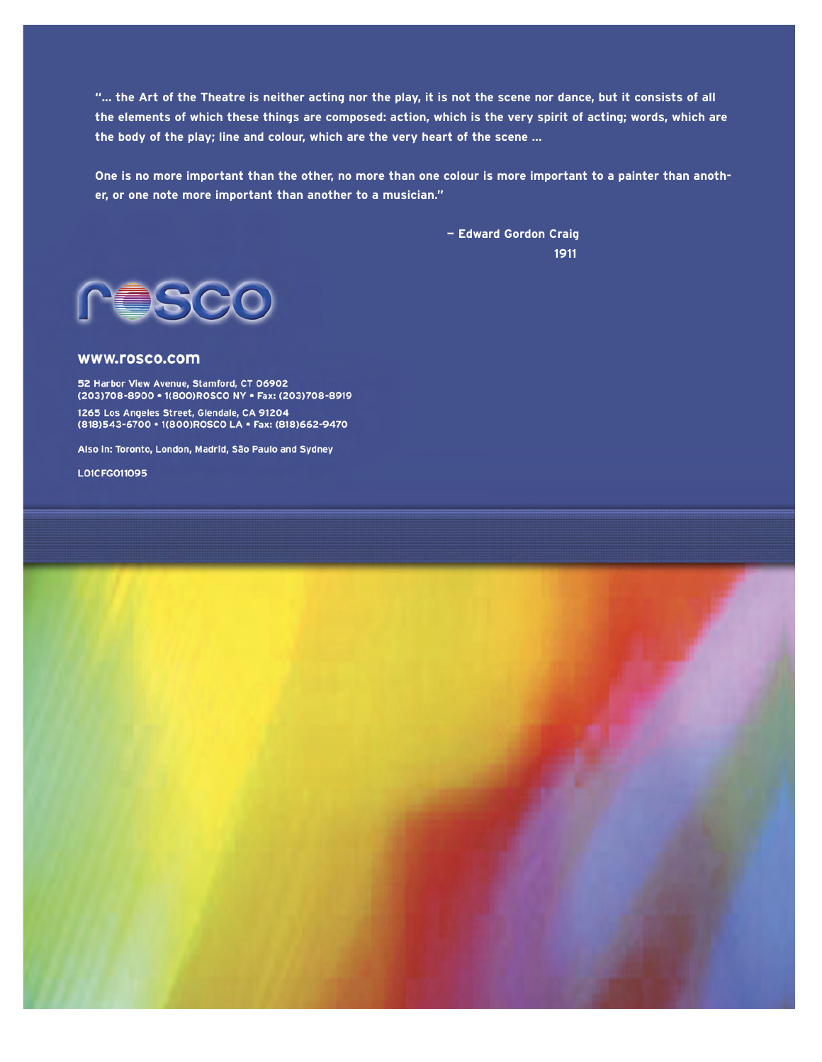**"... the Art of the Theatre is neither acting nor the play, it is not the scene nor dance, but it consists of all the elements of which these things are composed: action, which is the very spirit of acting; words, which are the body of the play; line and colour, which are the very heart of the scene ...**

**One is no more important than the other, no more than one colour is more important to a painter than another, or one note more important than another to a musician."**

**— Edward Gordon Craig**
**1911**

**rosco**

**www.rosco.com**

**52 Harbor View Avenue, Stamford, CT 06902**
**(203)708-8900 • 1(800)ROSCO NY • Fax: (203)708-8919**

**1265 Los Angeles Street, Glendale, CA 91204**
**(818)543-6700 • 1(800)ROSCO LA • Fax: (818)662-9470**

**Also in: Toronto, London, Madrid, São Paulo and Sydney**

**L01CFG011095**